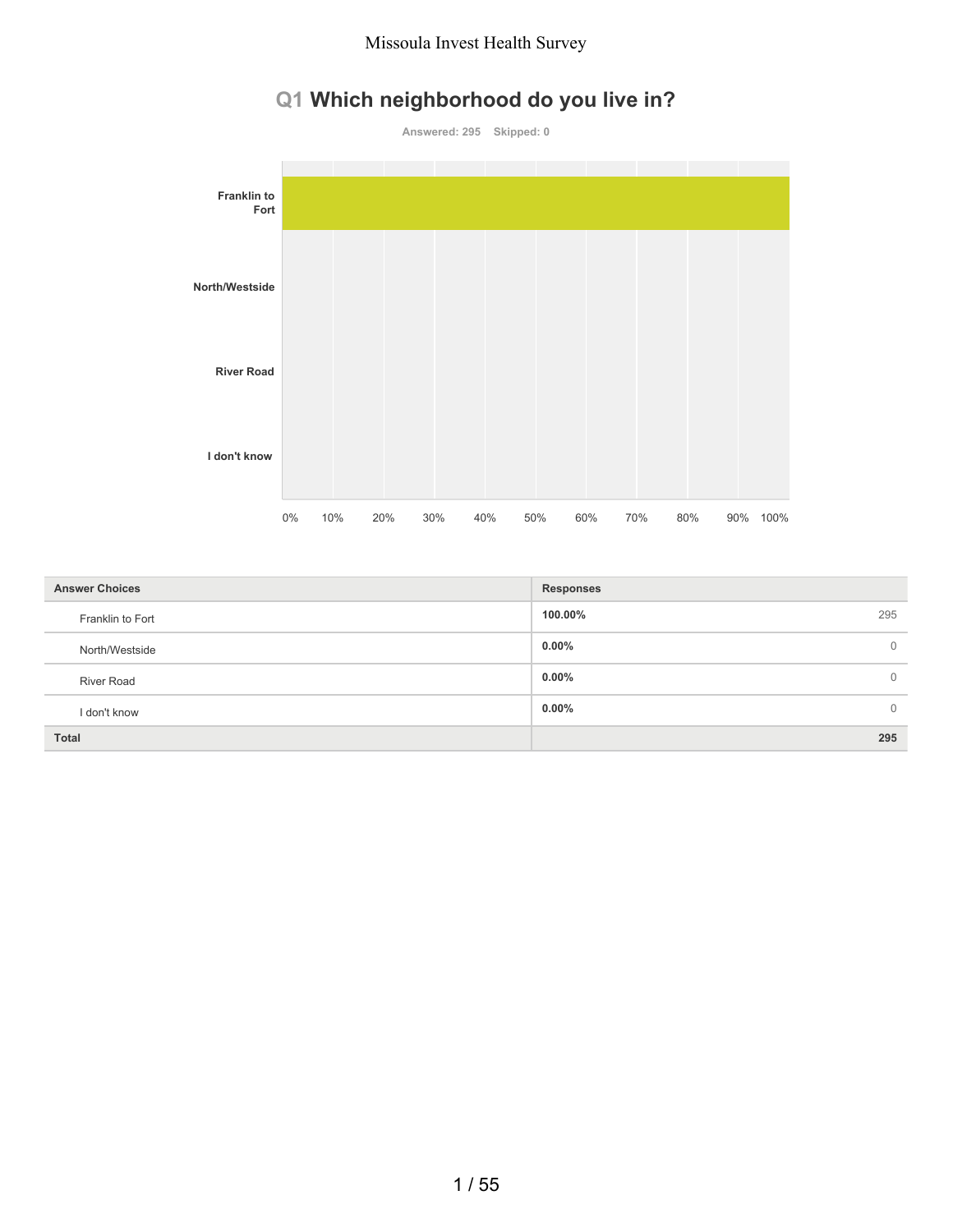# Missoula Invest Health Survey

## Q1 Which neighborhood do you live in?

Answered: 295 Skipped: 0

| Answer Choices | Responses | |
|---|---|---|
| Franklin to Fort | **100.00%** | 295 |
| North/Westside | **0.00%** | 0 |
| River Road | **0.00%** | 0 |
| I don't know | **0.00%** | 0 |
| **Total** | | **295** |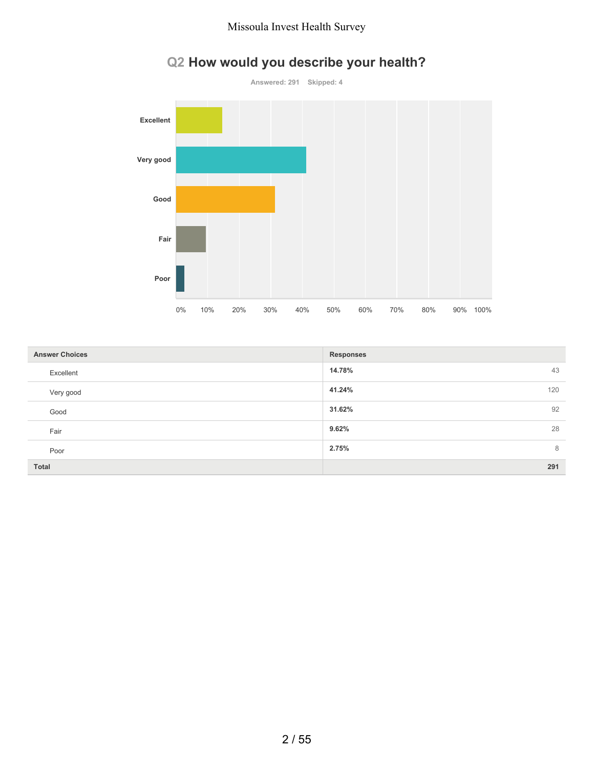## Q2 How would you describe your health?

Answered: 291 Skipped: 4

| Answer Choices | Responses | |
|---|---|---|
| Excellent | **14.78%** | 43 |
| Very good | **41.24%** | 120 |
| Good | **31.62%** | 92 |
| Fair | **9.62%** | 28 |
| Poor | **2.75%** | 8 |
| **Total** | | **291** |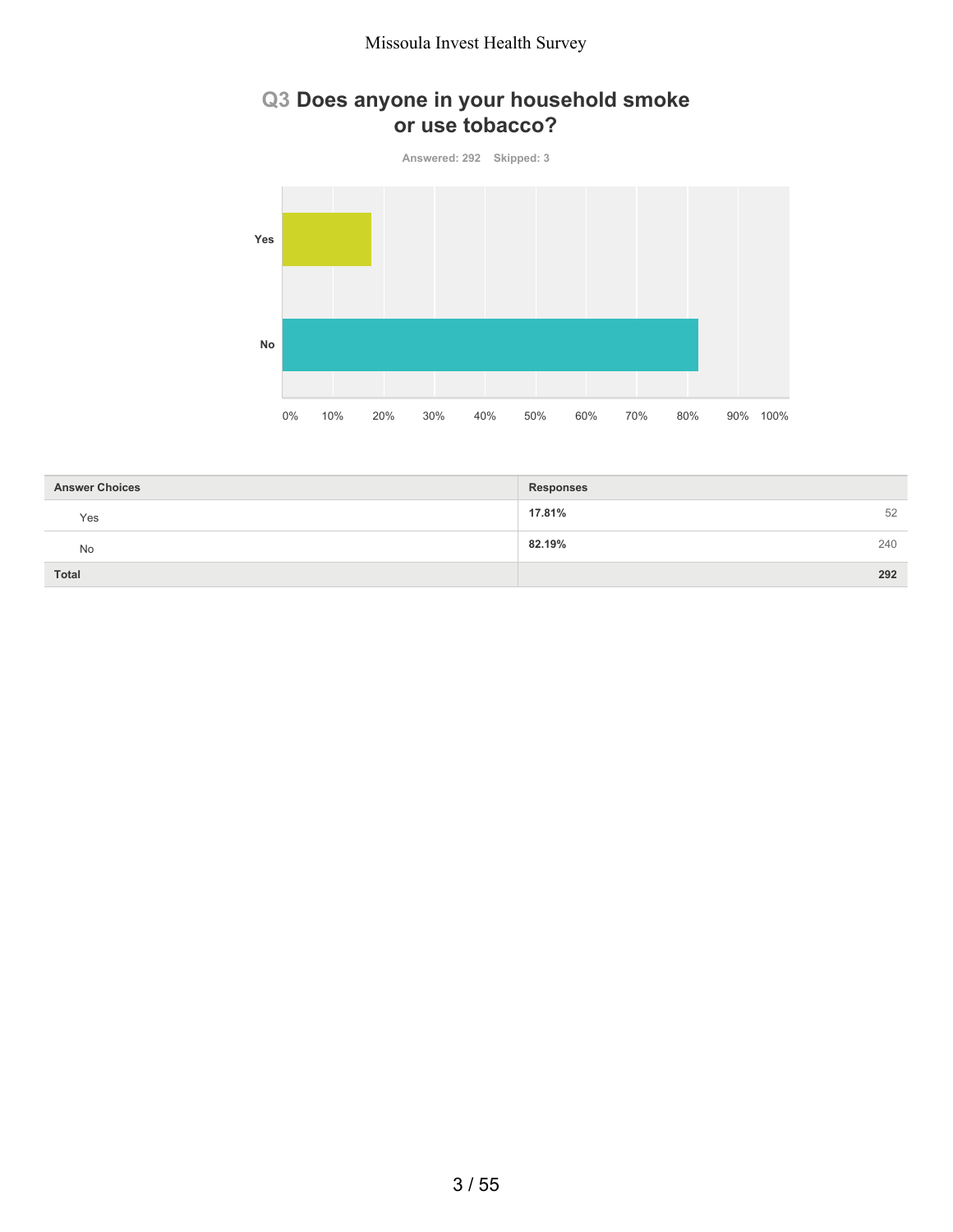## Q3 Does anyone in your household smoke or use tobacco?

Answered: 292 Skipped: 3

| Answer Choices | Responses | |
|---|---|---|
| Yes | 17.81% | 52 |
| No | 82.19% | 240 |
| **Total** | | **292** |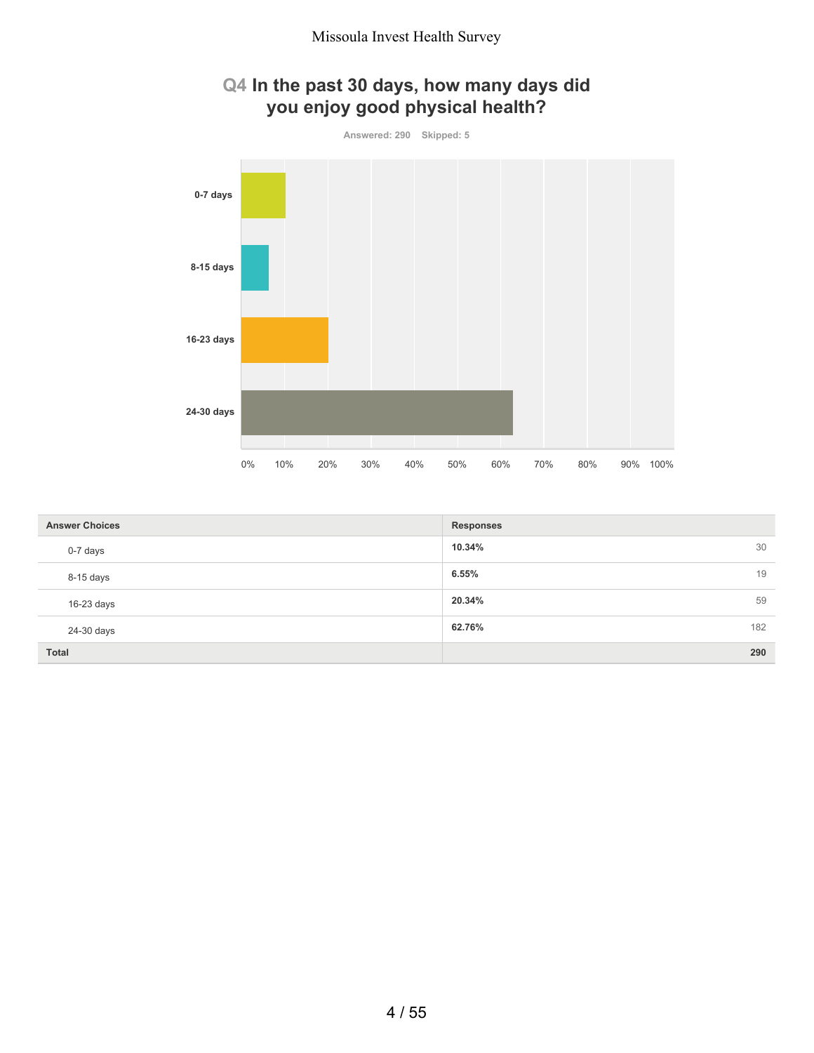## Q4 In the past 30 days, how many days did you enjoy good physical health?

Answered: 290 Skipped: 5

| Answer Choices | Responses | |
|---|---|---|
| 0-7 days | **10.34%** | 30 |
| 8-15 days | **6.55%** | 19 |
| 16-23 days | **20.34%** | 59 |
| 24-30 days | **62.76%** | 182 |
| **Total** | | **290** |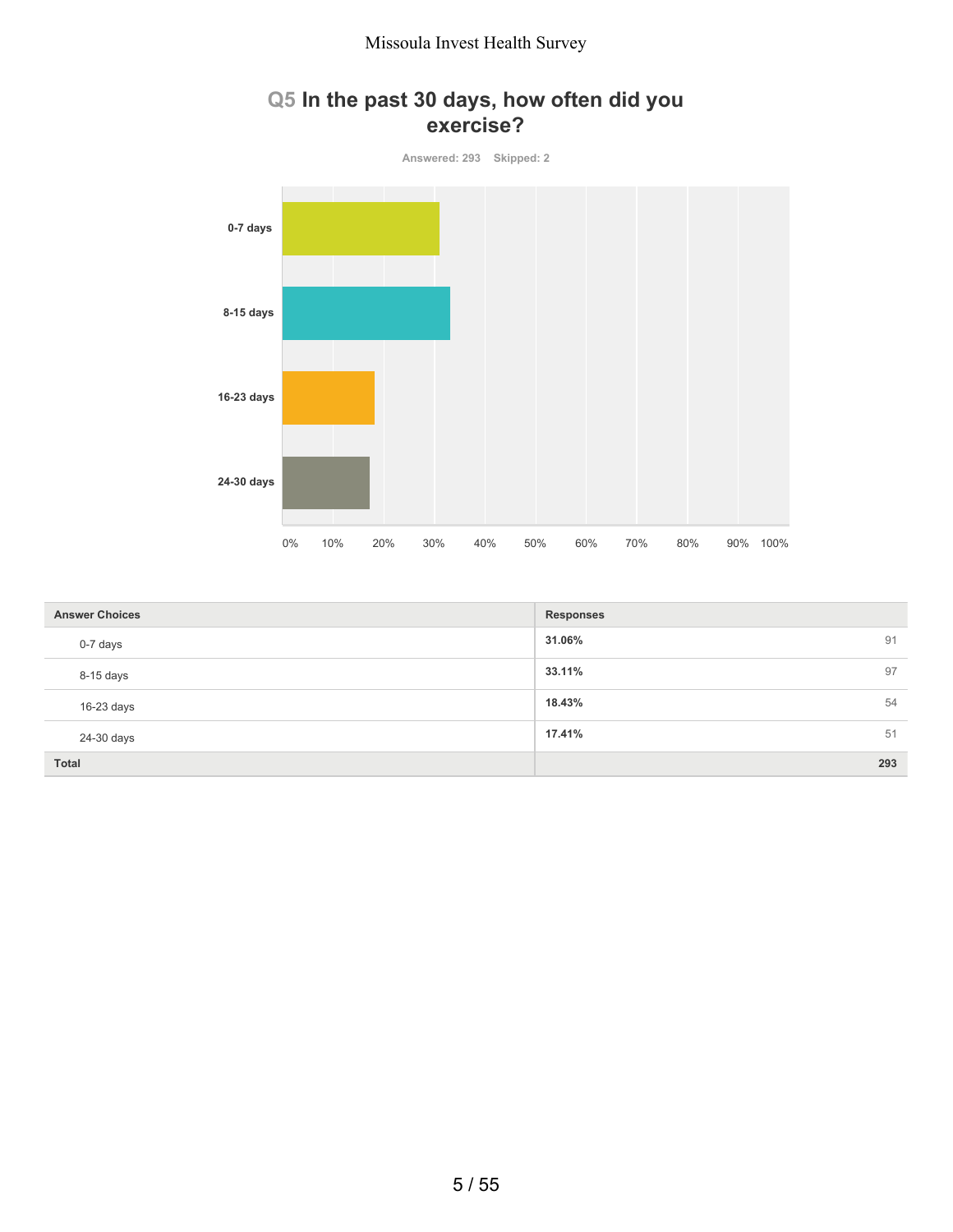## Q5 In the past 30 days, how often did you exercise?

Answered: 293 Skipped: 2

| Answer Choices | Responses | |
|---|---|---|
| 0-7 days | **31.06%** | 91 |
| 8-15 days | **33.11%** | 97 |
| 16-23 days | **18.43%** | 54 |
| 24-30 days | **17.41%** | 51 |
| **Total** | | **293** |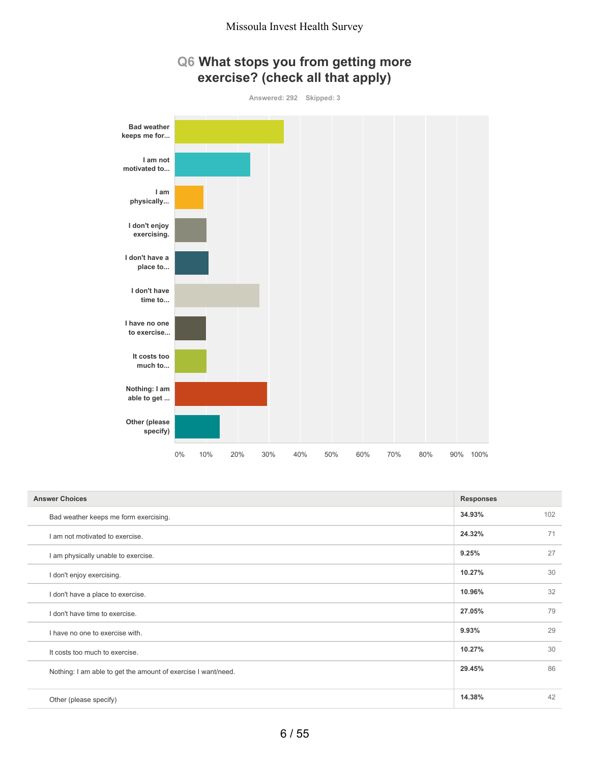# Missoula Invest Health Survey

## Q6 What stops you from getting more exercise? (check all that apply)

Answered: 292 Skipped: 3

| Answer Choices | Responses | |
|---|---|---|
| Bad weather keeps me form exercising. | 34.93% | 102 |
| I am not motivated to exercise. | 24.32% | 71 |
| I am physically unable to exercise. | 9.25% | 27 |
| I don't enjoy exercising. | 10.27% | 30 |
| I don't have a place to exercise. | 10.96% | 32 |
| I don't have time to exercise. | 27.05% | 79 |
| I have no one to exercise with. | 9.93% | 29 |
| It costs too much to exercise. | 10.27% | 30 |
| Nothing: I am able to get the amount of exercise I want/need. | 29.45% | 86 |
| Other (please specify) | 14.38% | 42 |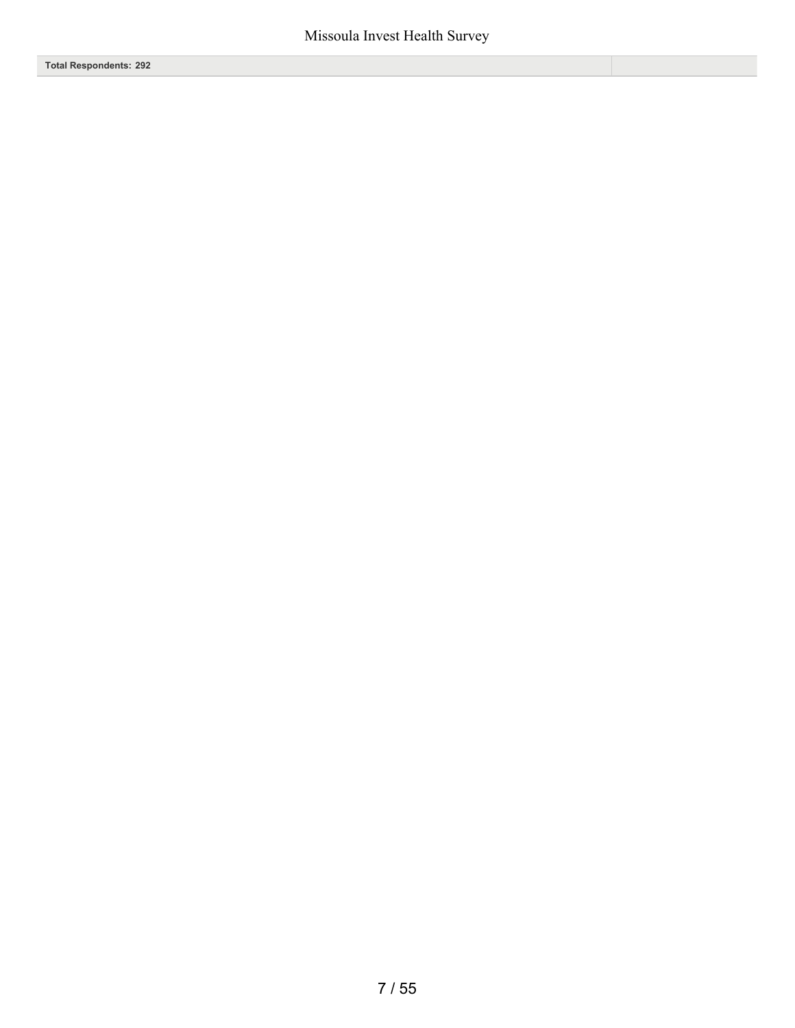| Total Respondents: 292 | |
| --- | --- |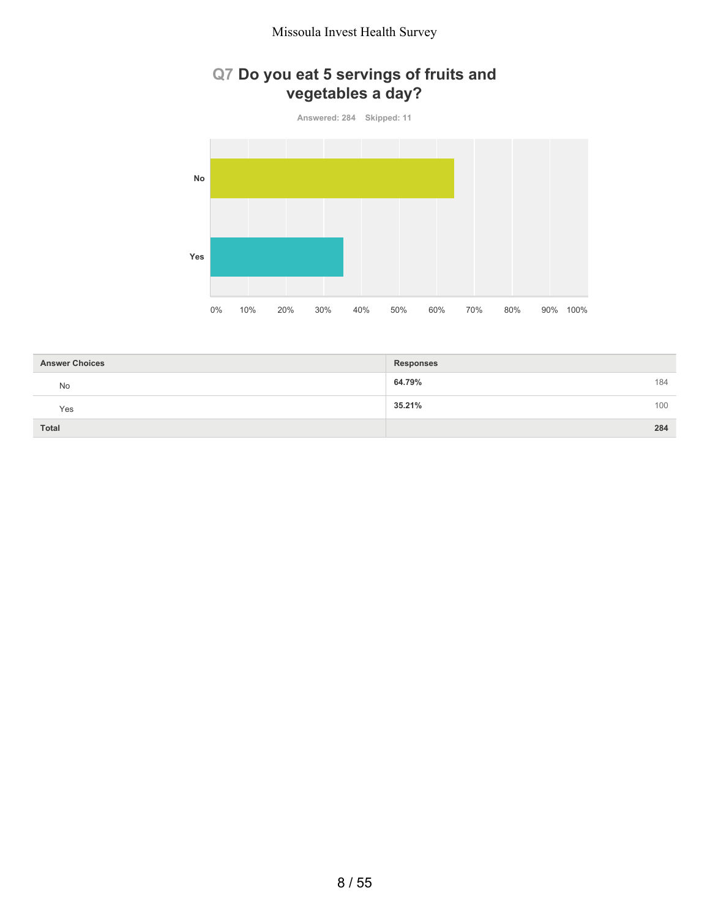## Q7 Do you eat 5 servings of fruits and vegetables a day?

Answered: 284 Skipped: 11

| Answer Choices | Responses | |
|---|---|---|
| No | 64.79% | 184 |
| Yes | 35.21% | 100 |
| Total | | 284 |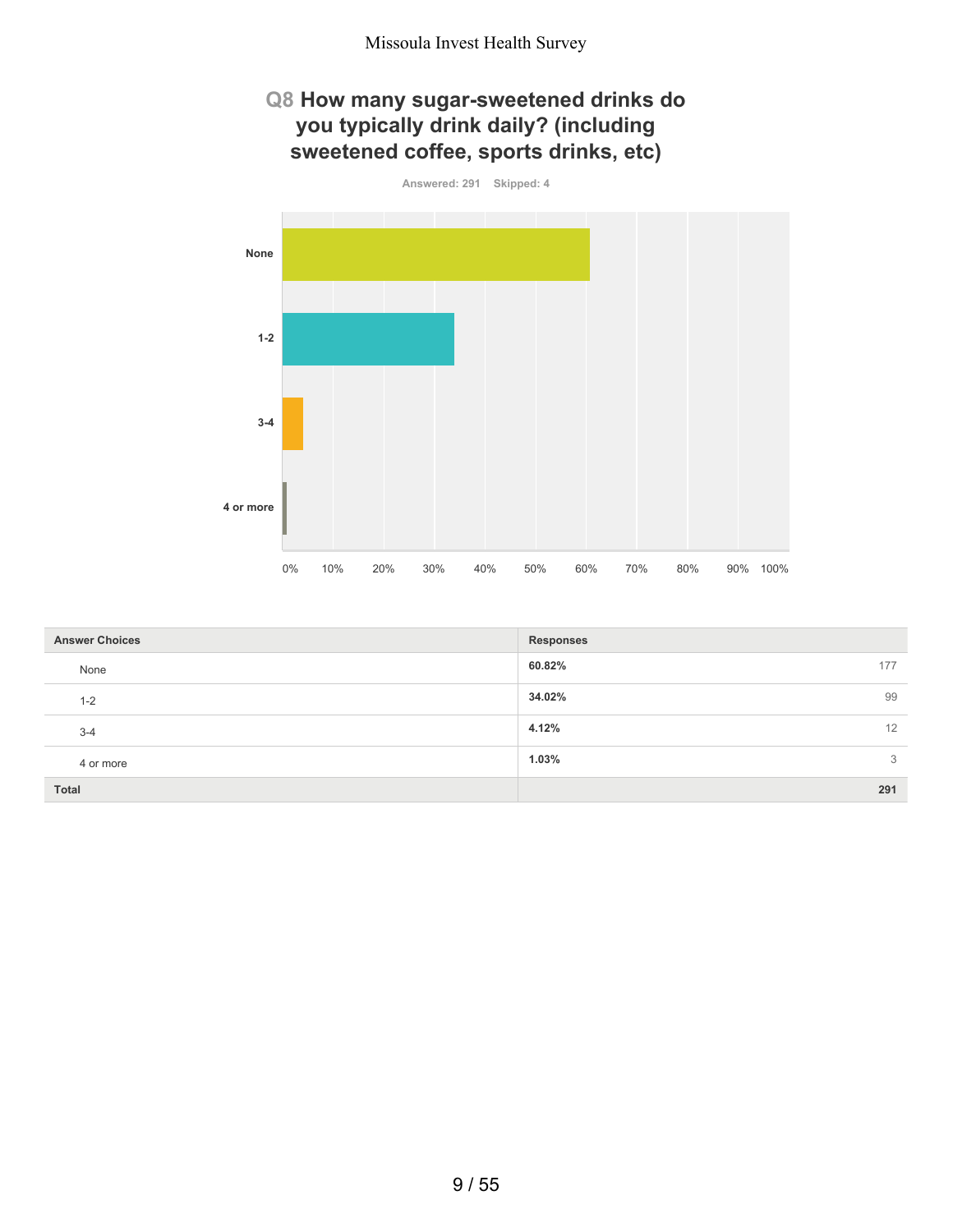## Q8 How many sugar-sweetened drinks do you typically drink daily? (including sweetened coffee, sports drinks, etc)

Answered: 291 Skipped: 4

| Answer Choices | Responses | |
|---|---|---|
| None | 60.82% | 177 |
| 1-2 | 34.02% | 99 |
| 3-4 | 4.12% | 12 |
| 4 or more | 1.03% | 3 |
| **Total** | | **291** |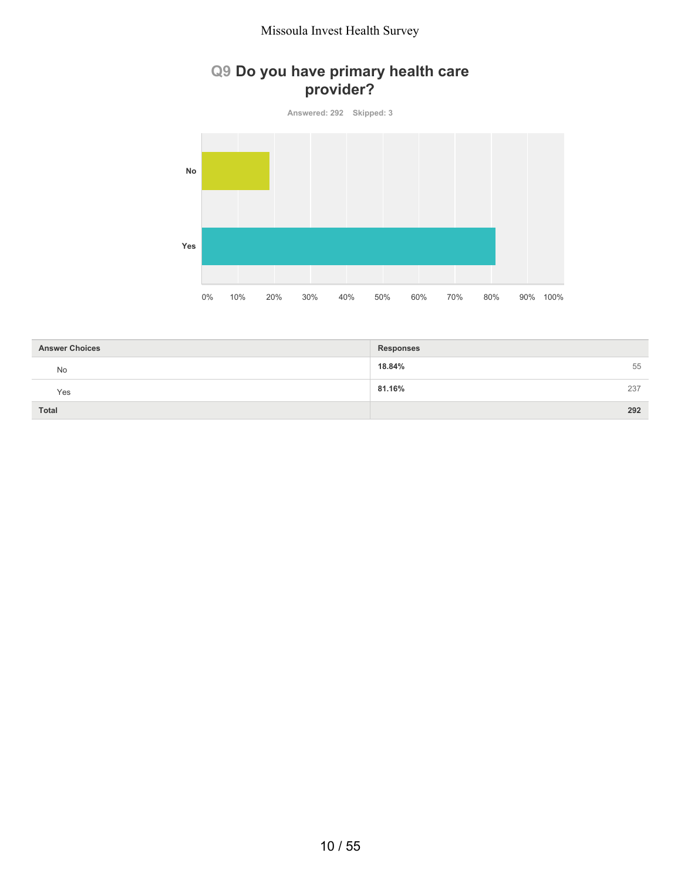## Q9 Do you have primary health care provider?

Answered: 292 Skipped: 3

| Answer Choices | Responses | |
|---|---|---|
| No | 18.84% | 55 |
| Yes | 81.16% | 237 |
| **Total** | | **292** |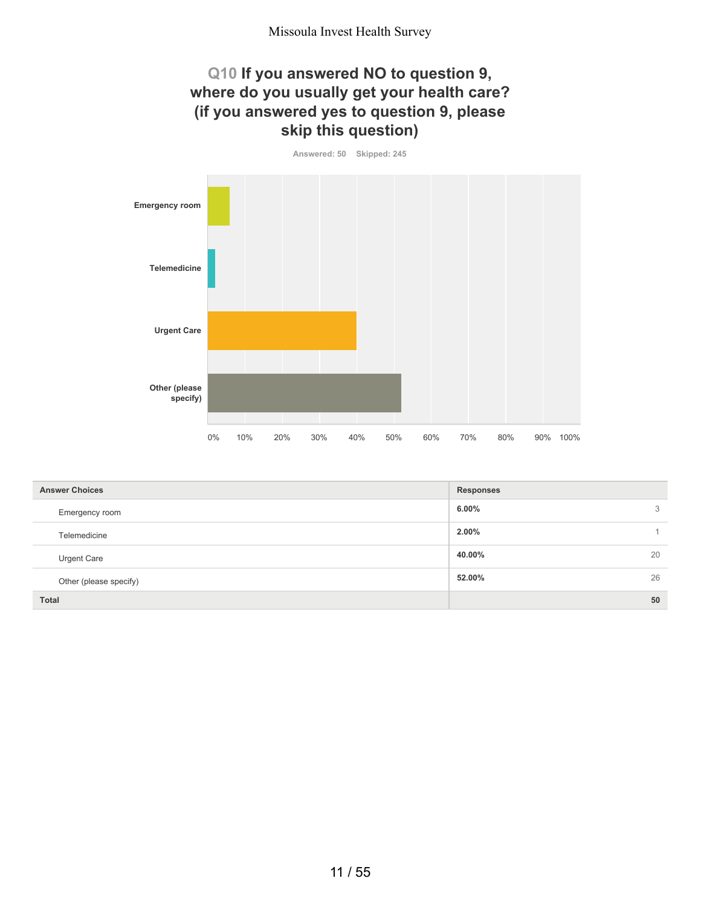## Q10 If you answered NO to question 9, where do you usually get your health care? (if you answered yes to question 9, please skip this question)

Answered: 50 Skipped: 245

| Answer Choices | Responses | |
|---|---|---|
| Emergency room | 6.00% | 3 |
| Telemedicine | 2.00% | 1 |
| Urgent Care | 40.00% | 20 |
| Other (please specify) | 52.00% | 26 |
| **Total** | | **50** |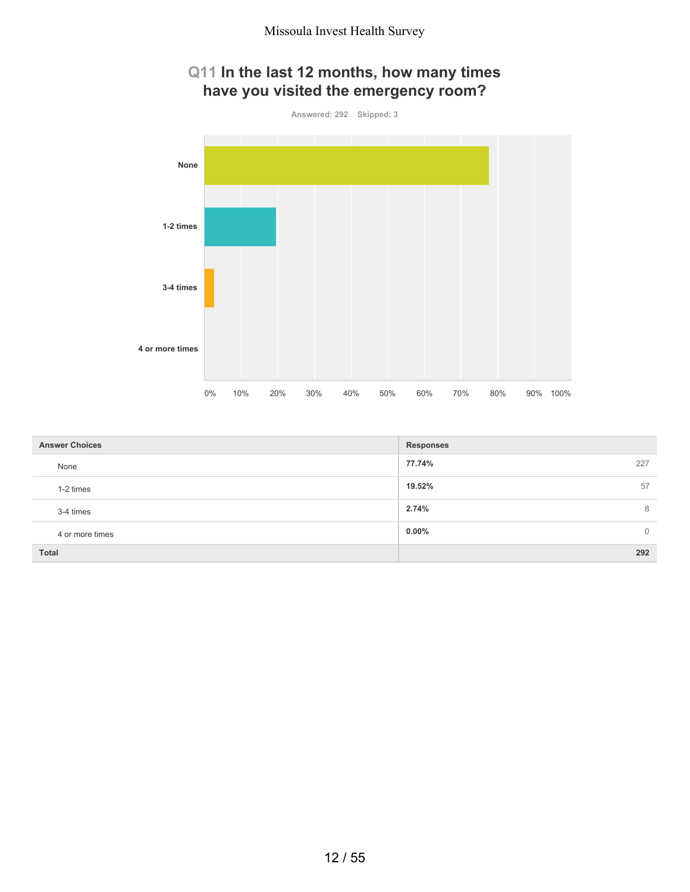## Q11 In the last 12 months, how many times have you visited the emergency room?

Answered: 292 Skipped: 3

| Answer Choices | Responses | |
|---|---|---|
| None | 77.74% | 227 |
| 1-2 times | 19.52% | 57 |
| 3-4 times | 2.74% | 8 |
| 4 or more times | 0.00% | 0 |
| Total | | 292 |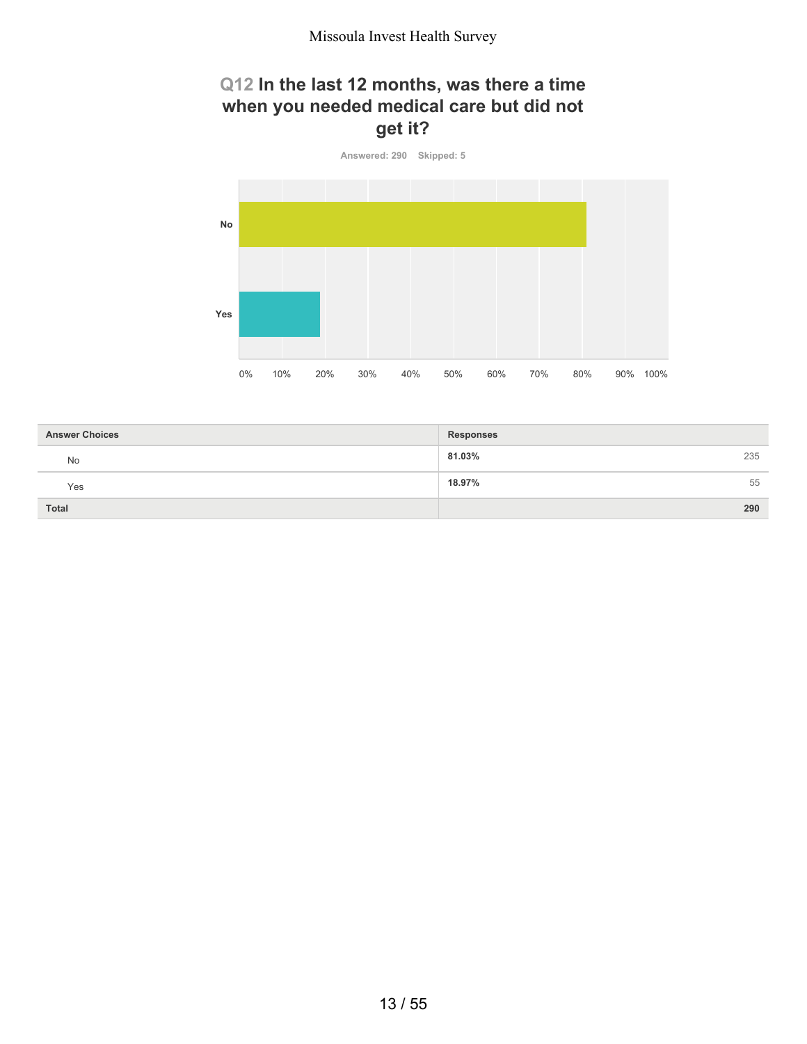## Q12 In the last 12 months, was there a time when you needed medical care but did not get it?

Answered: 290 Skipped: 5

| Answer Choices | Responses | |
|---|---|---|
| No | 81.03% | 235 |
| Yes | 18.97% | 55 |
| Total | | 290 |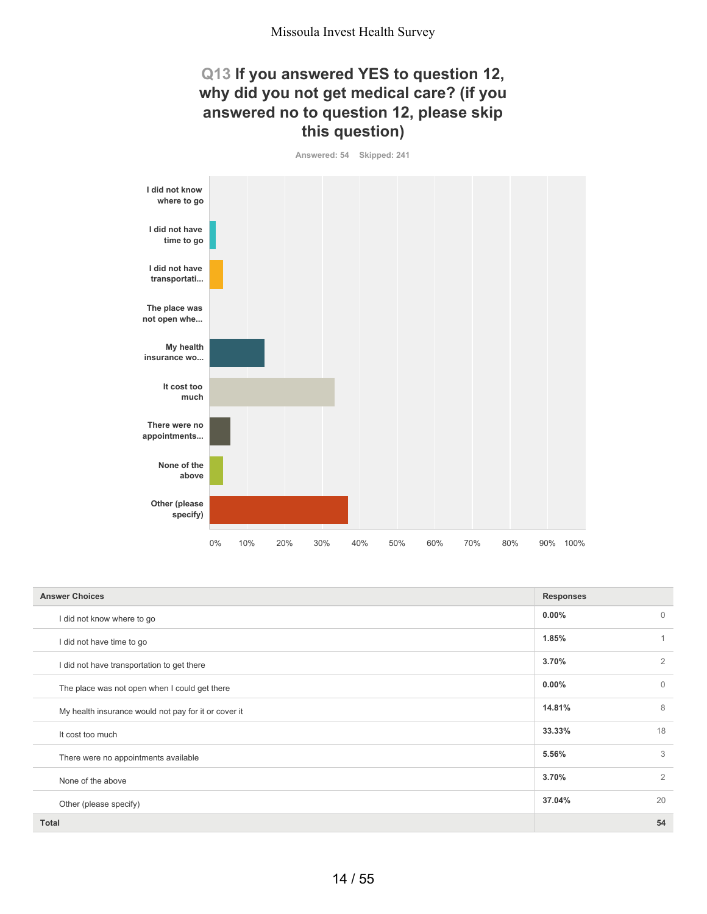Missoula Invest Health Survey

## Q13 If you answered YES to question 12, why did you not get medical care? (if you answered no to question 12, please skip this question)

Answered: 54 Skipped: 241

| Answer Choices | Responses | |
|---|---|---|
| I did not know where to go | 0.00% | 0 |
| I did not have time to go | 1.85% | 1 |
| I did not have transportation to get there | 3.70% | 2 |
| The place was not open when I could get there | 0.00% | 0 |
| My health insurance would not pay for it or cover it | 14.81% | 8 |
| It cost too much | 33.33% | 18 |
| There were no appointments available | 5.56% | 3 |
| None of the above | 3.70% | 2 |
| Other (please specify) | 37.04% | 20 |
| **Total** | | **54** |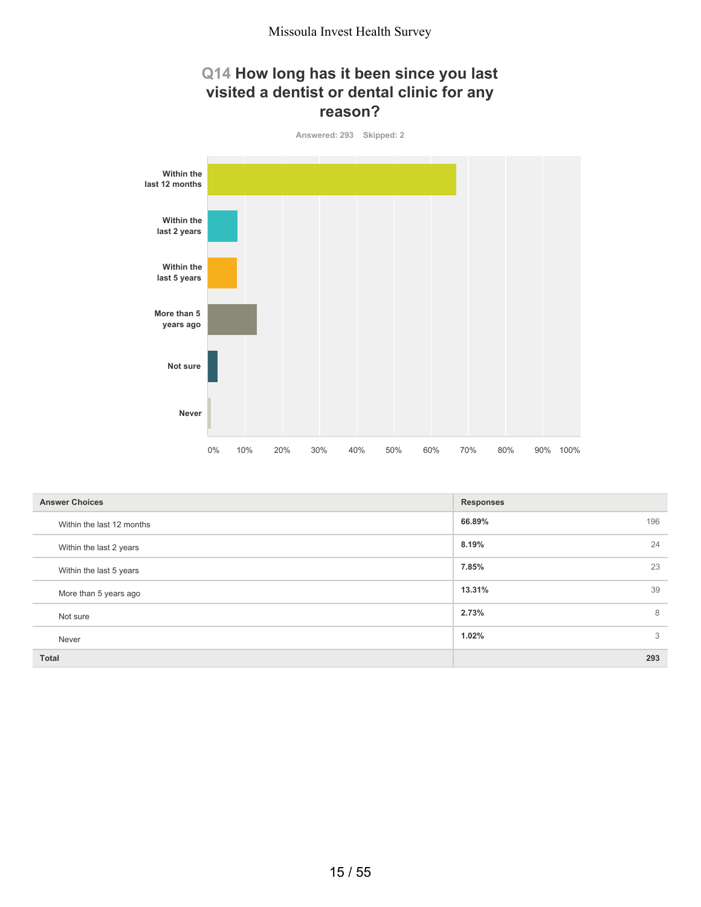# Q14 How long has it been since you last visited a dentist or dental clinic for any reason?

Answered: 293 Skipped: 2

| Answer Choices | Responses | |
|---|---|---|
| Within the last 12 months | 66.89% | 196 |
| Within the last 2 years | 8.19% | 24 |
| Within the last 5 years | 7.85% | 23 |
| More than 5 years ago | 13.31% | 39 |
| Not sure | 2.73% | 8 |
| Never | 1.02% | 3 |
| **Total** | | **293** |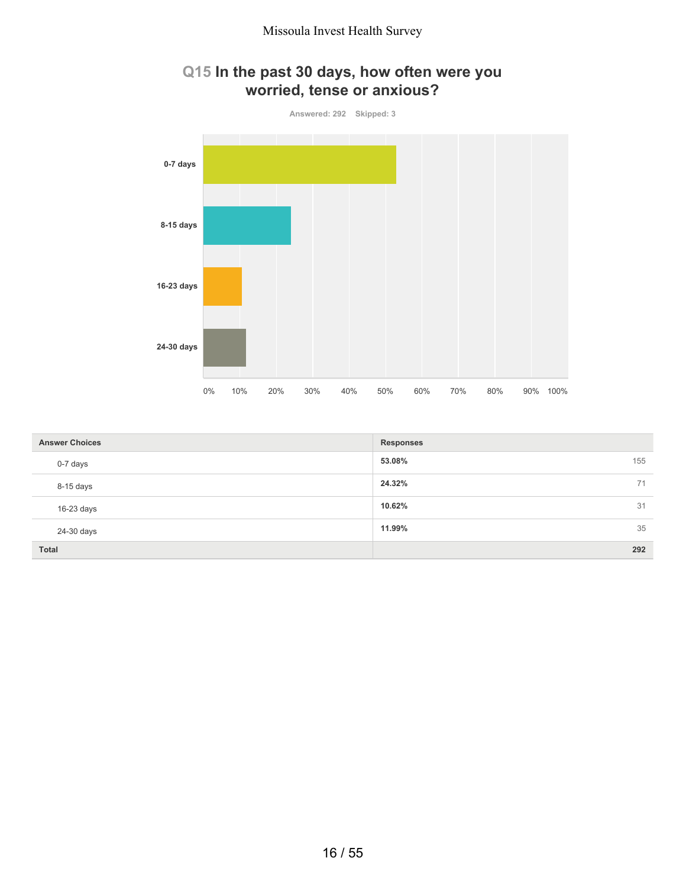## Q15 In the past 30 days, how often were you worried, tense or anxious?

Answered: 292 Skipped: 3

| Answer Choices | Responses | |
|---|---|---|
| 0-7 days | **53.08%** | 155 |
| 8-15 days | **24.32%** | 71 |
| 16-23 days | **10.62%** | 31 |
| 24-30 days | **11.99%** | 35 |
| **Total** | | **292** |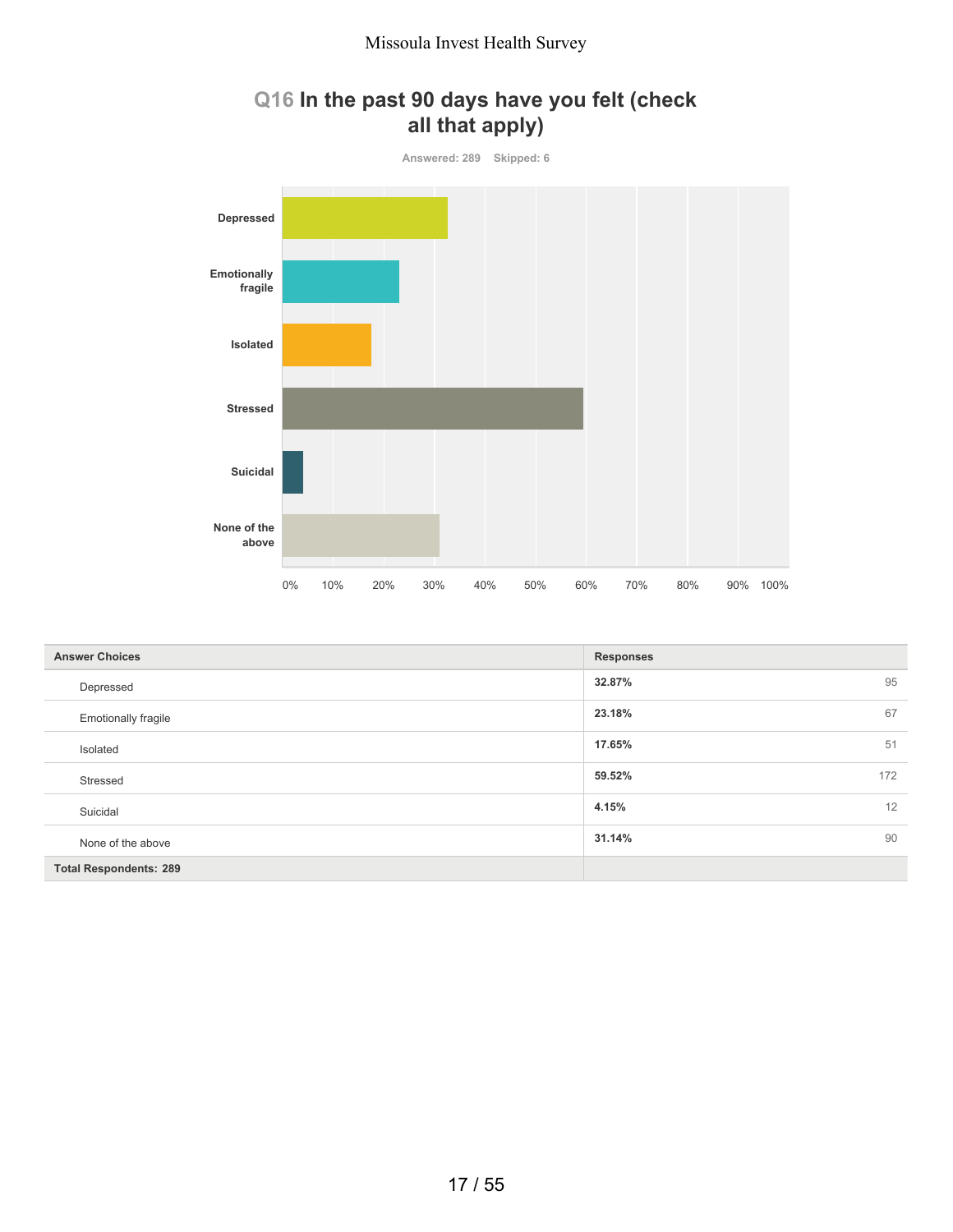## Q16 In the past 90 days have you felt (check all that apply)

Answered: 289 Skipped: 6

| Answer Choices | Responses | |
|---|---|---|
| Depressed | **32.87%** | 95 |
| Emotionally fragile | **23.18%** | 67 |
| Isolated | **17.65%** | 51 |
| Stressed | **59.52%** | 172 |
| Suicidal | **4.15%** | 12 |
| None of the above | **31.14%** | 90 |
| **Total Respondents: 289** | | |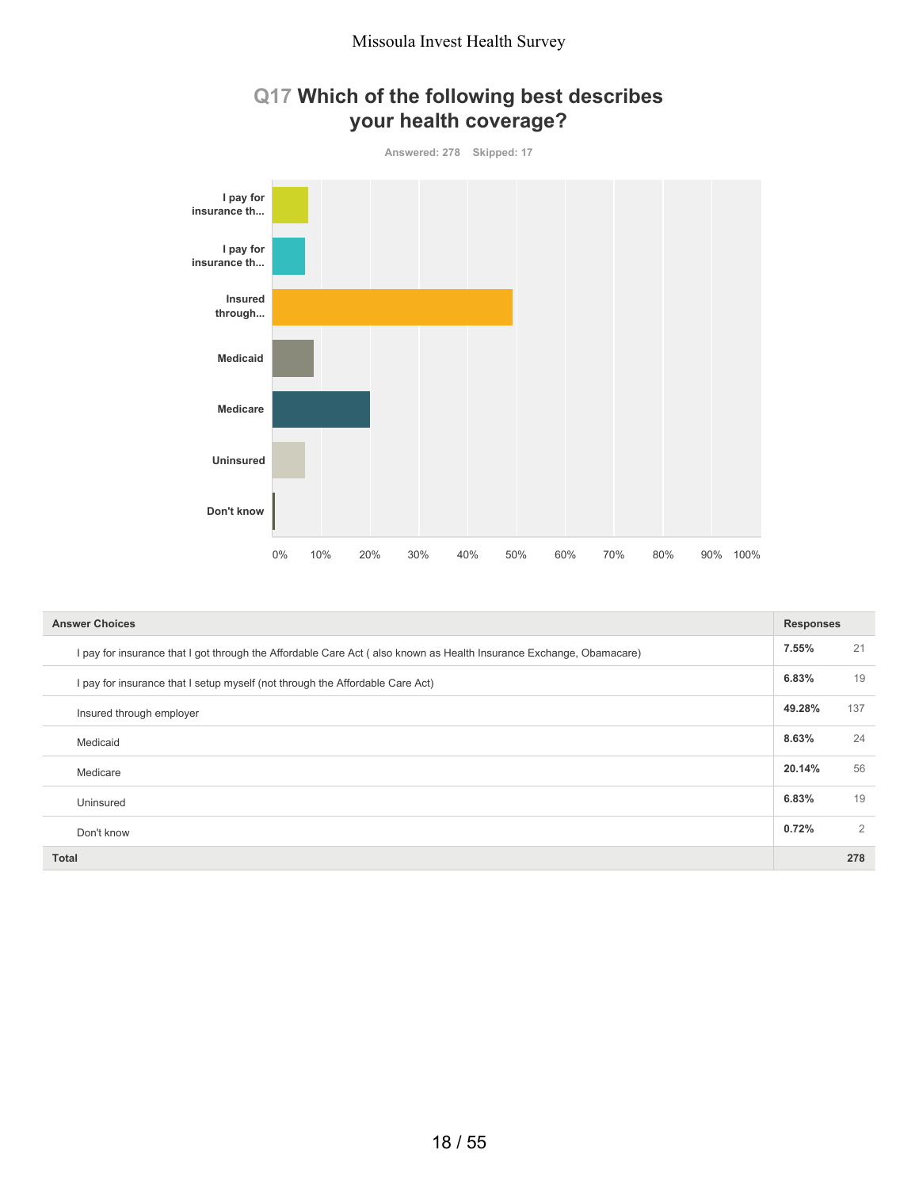# Q17 Which of the following best describes your health coverage?

Answered: 278 Skipped: 17

| Answer Choices | Responses | |
|---|---|---|
| I pay for insurance that I got through the Affordable Care Act ( also known as Health Insurance Exchange, Obamacare) | 7.55% | 21 |
| I pay for insurance that I setup myself (not through the Affordable Care Act) | 6.83% | 19 |
| Insured through employer | 49.28% | 137 |
| Medicaid | 8.63% | 24 |
| Medicare | 20.14% | 56 |
| Uninsured | 6.83% | 19 |
| Don't know | 0.72% | 2 |
| **Total** | | **278** |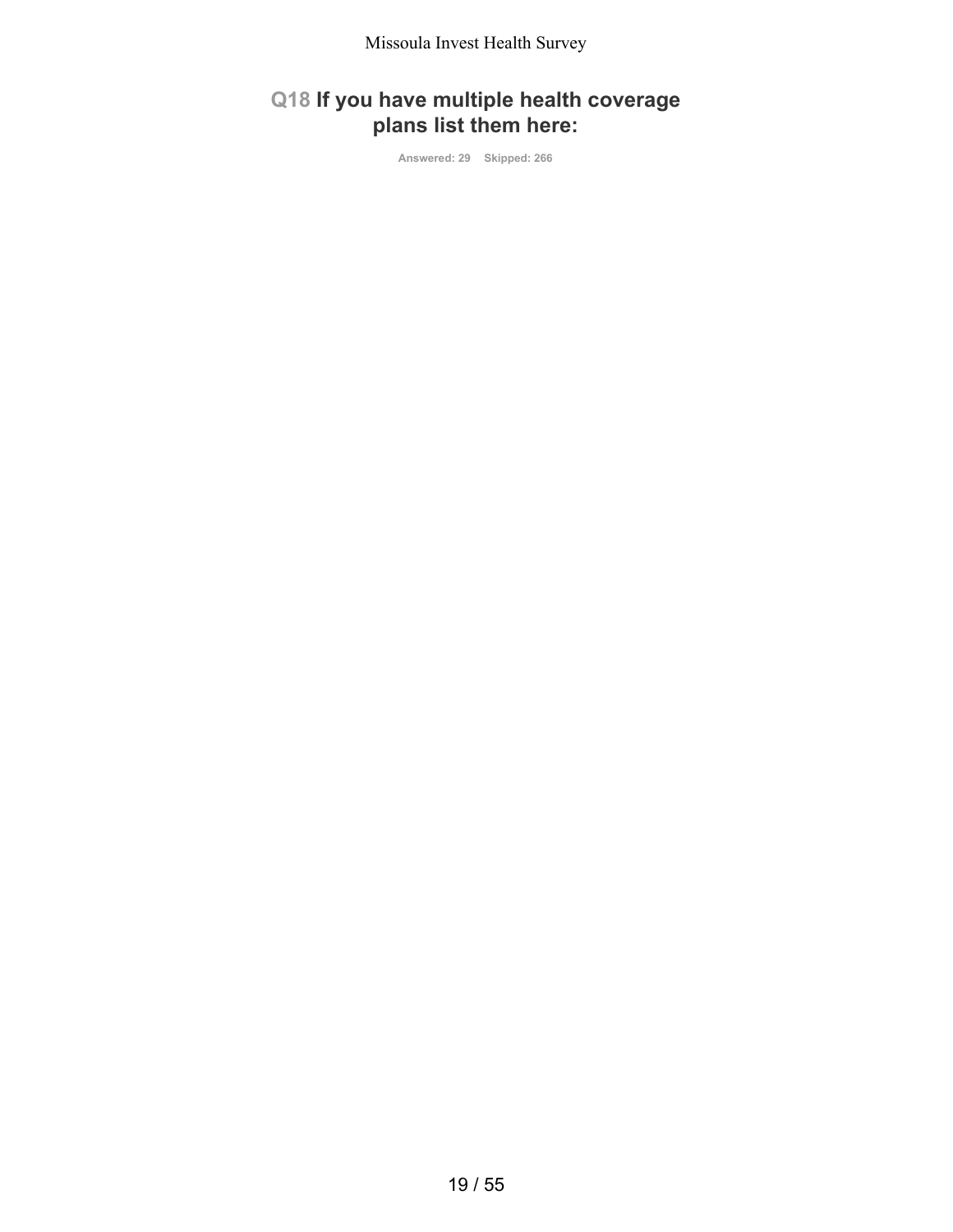## Q18 If you have multiple health coverage plans list them here:

Answered: 29 Skipped: 266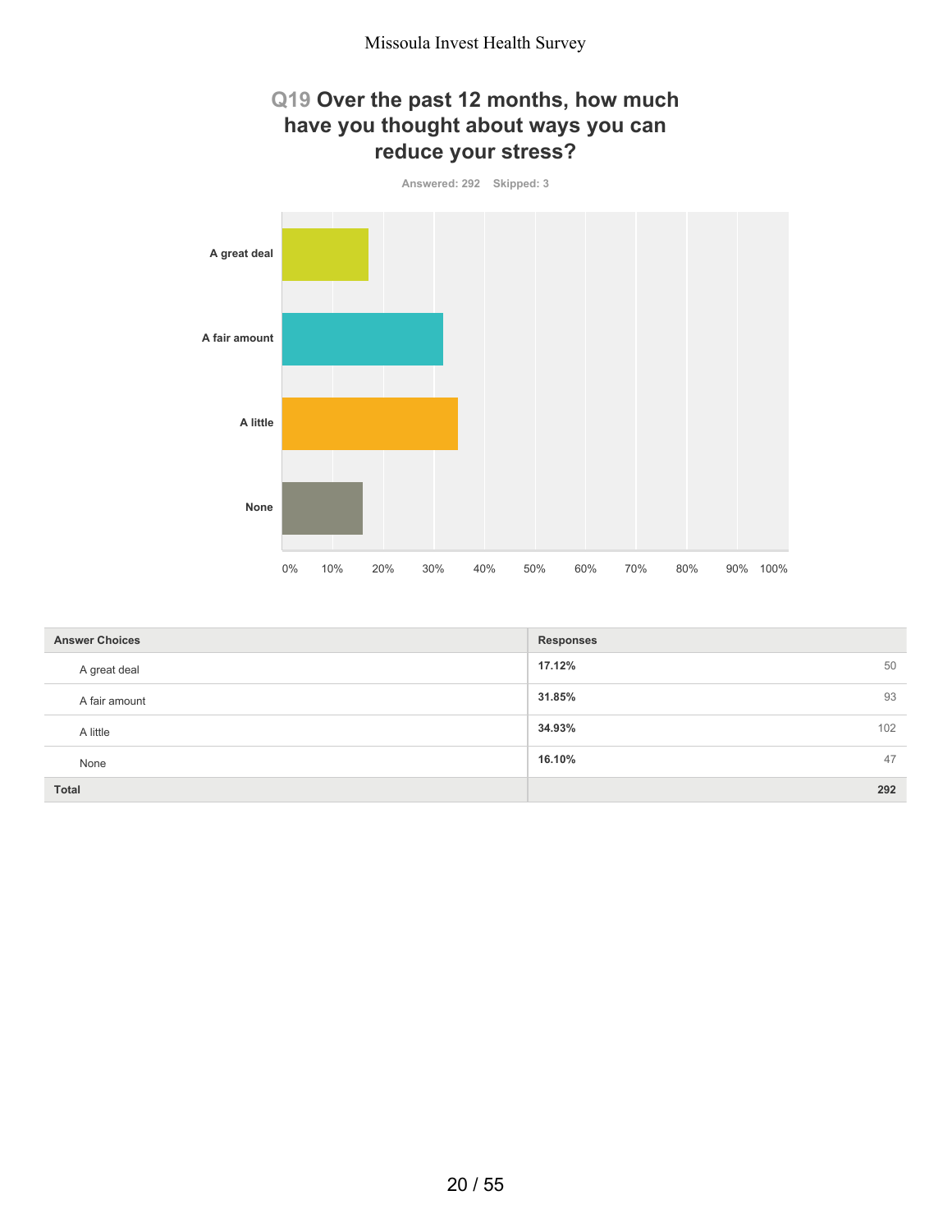## Q19 Over the past 12 months, how much have you thought about ways you can reduce your stress?

Answered: 292 Skipped: 3

| Answer Choices | Responses | |
|---|---|---|
| A great deal | 17.12% | 50 |
| A fair amount | 31.85% | 93 |
| A little | 34.93% | 102 |
| None | 16.10% | 47 |
| **Total** | | **292** |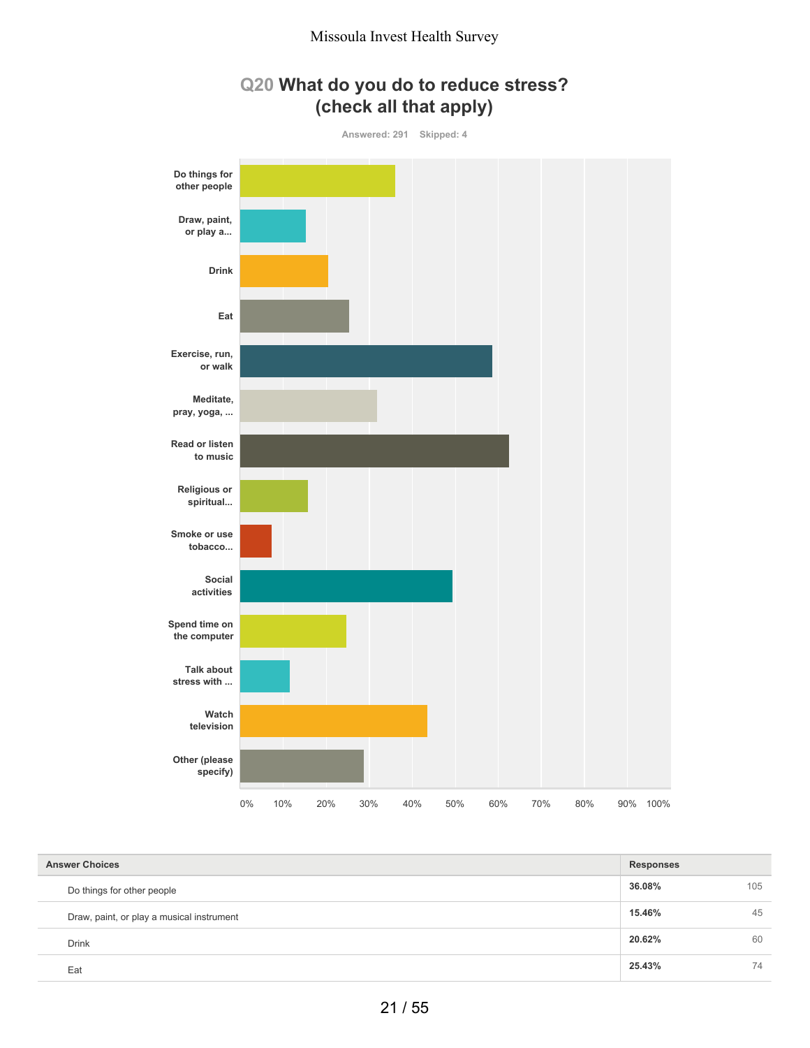## Q20 What do you do to reduce stress? (check all that apply)

Answered: 291 Skipped: 4

| Answer Choices | Responses | |
|---|---|---|
| Do things for other people | 36.08% | 105 |
| Draw, paint, or play a musical instrument | 15.46% | 45 |
| Drink | 20.62% | 60 |
| Eat | 25.43% | 74 |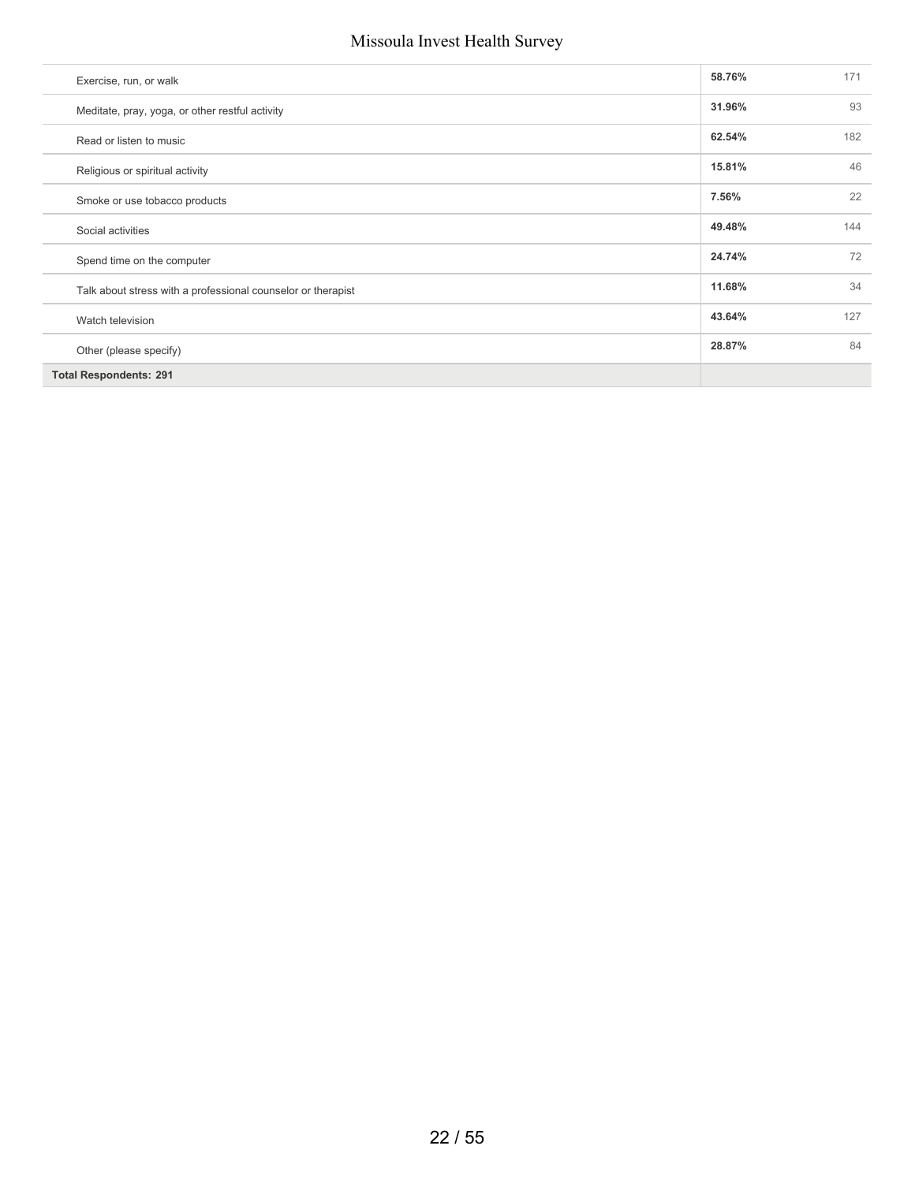| | | |
|---|---|---|
| Exercise, run, or walk | **58.76%** | 171 |
| Meditate, pray, yoga, or other restful activity | **31.96%** | 93 |
| Read or listen to music | **62.54%** | 182 |
| Religious or spiritual activity | **15.81%** | 46 |
| Smoke or use tobacco products | **7.56%** | 22 |
| Social activities | **49.48%** | 144 |
| Spend time on the computer | **24.74%** | 72 |
| Talk about stress with a professional counselor or therapist | **11.68%** | 34 |
| Watch television | **43.64%** | 127 |
| Other (please specify) | **28.87%** | 84 |
| **Total Respondents: 291** | | |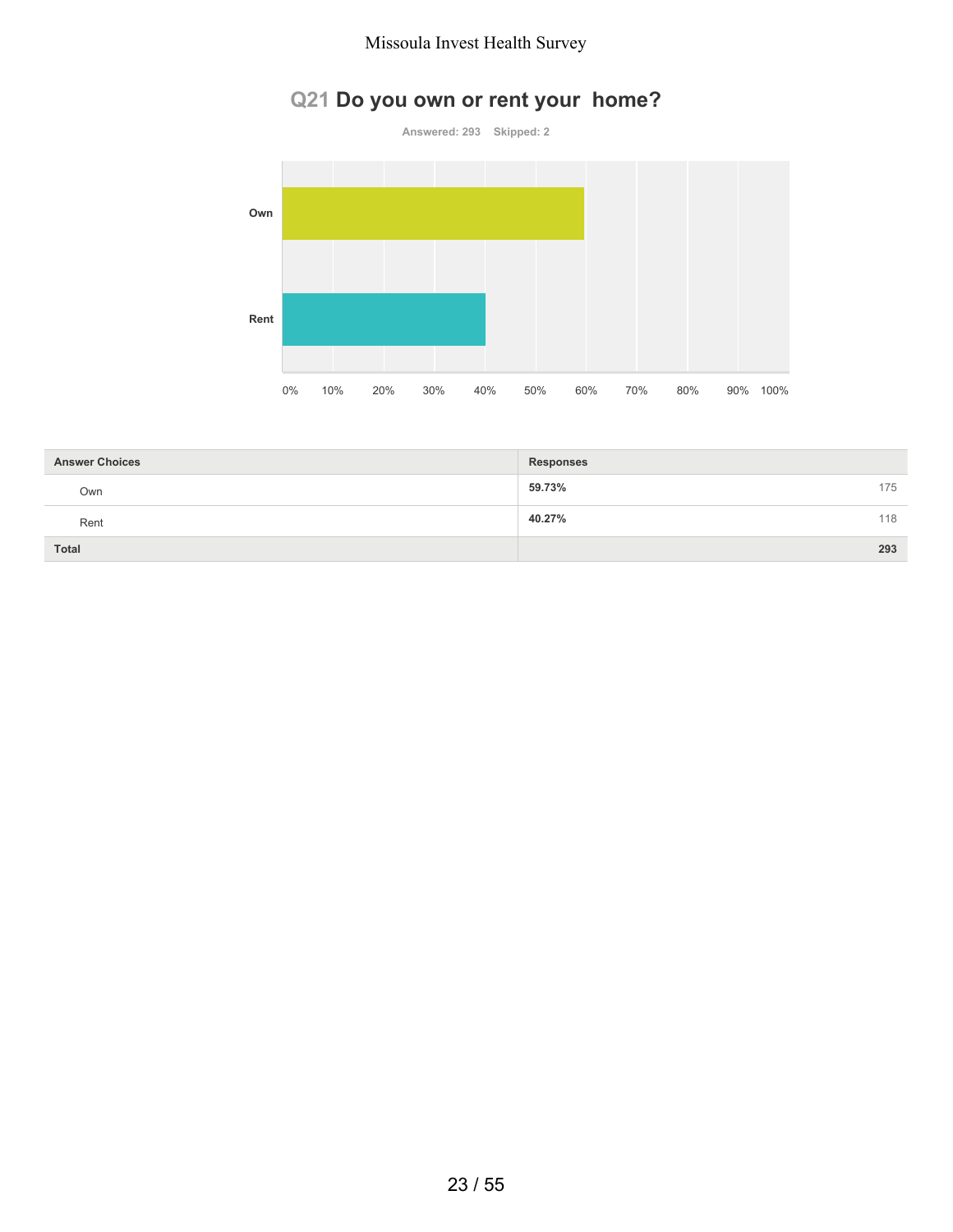## Q21 Do you own or rent your home?

Answered: 293 Skipped: 2

| Answer Choices | Responses | |
|---|---|---|
| Own | 59.73% | 175 |
| Rent | 40.27% | 118 |
| Total | | 293 |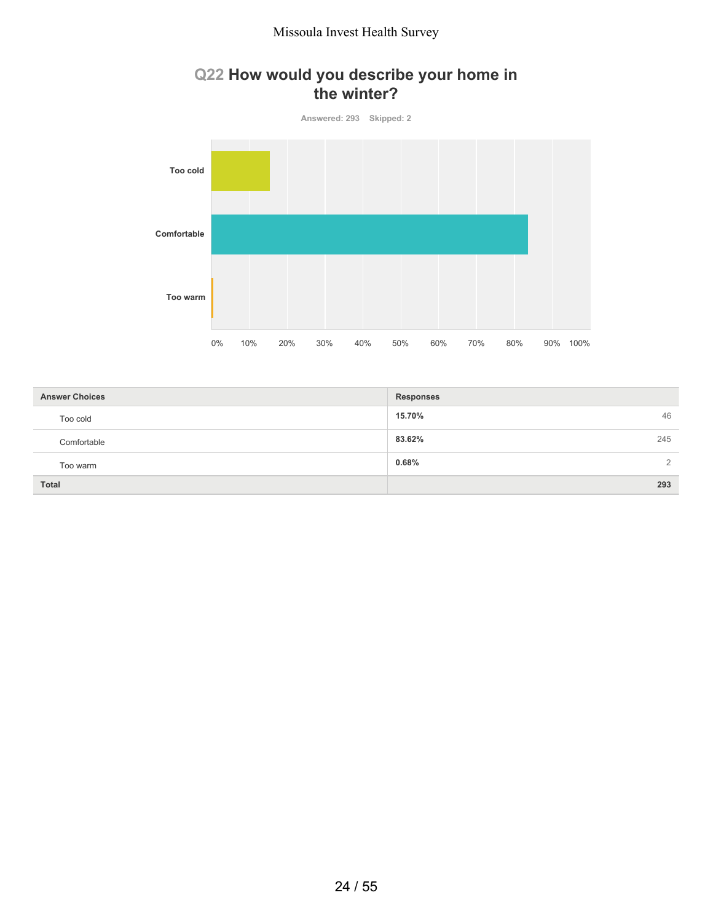## Q22 How would you describe your home in the winter?

Answered: 293 Skipped: 2

| Answer Choices | Responses | |
|---|---|---|
| Too cold | 15.70% | 46 |
| Comfortable | 83.62% | 245 |
| Too warm | 0.68% | 2 |
| Total | | 293 |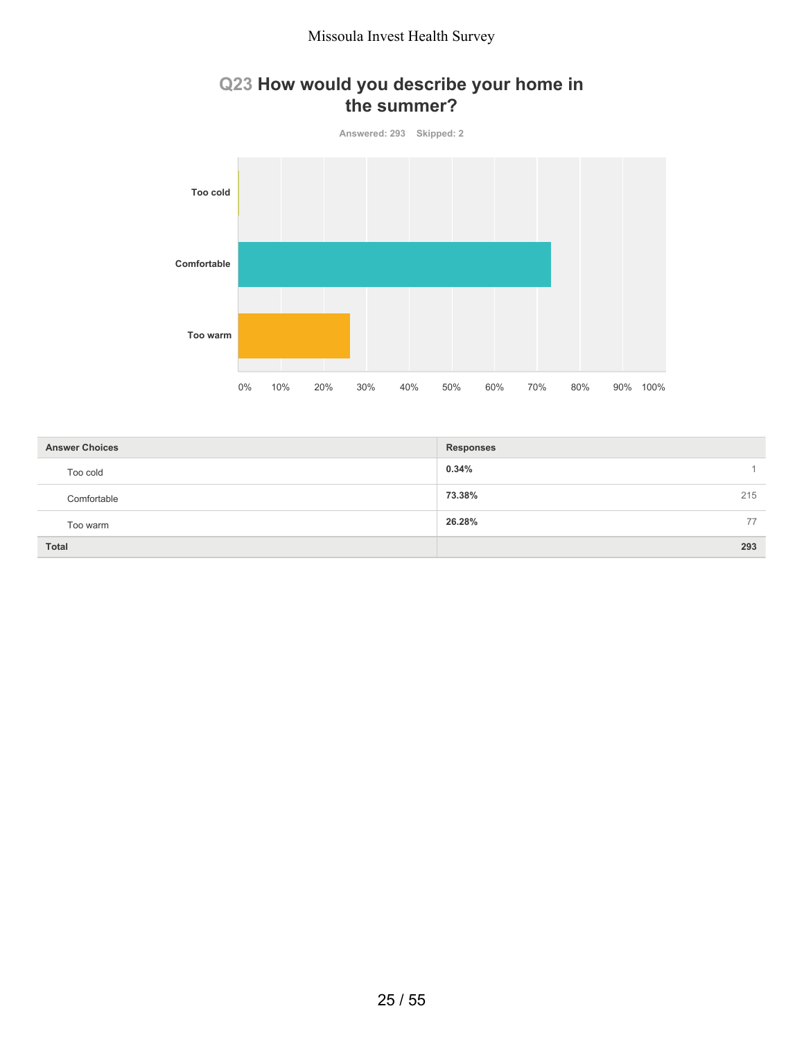## Q23 How would you describe your home in the summer?

Answered: 293 Skipped: 2

| Answer Choices | Responses | |
|---|---|---|
| Too cold | 0.34% | 1 |
| Comfortable | 73.38% | 215 |
| Too warm | 26.28% | 77 |
| **Total** | | **293** |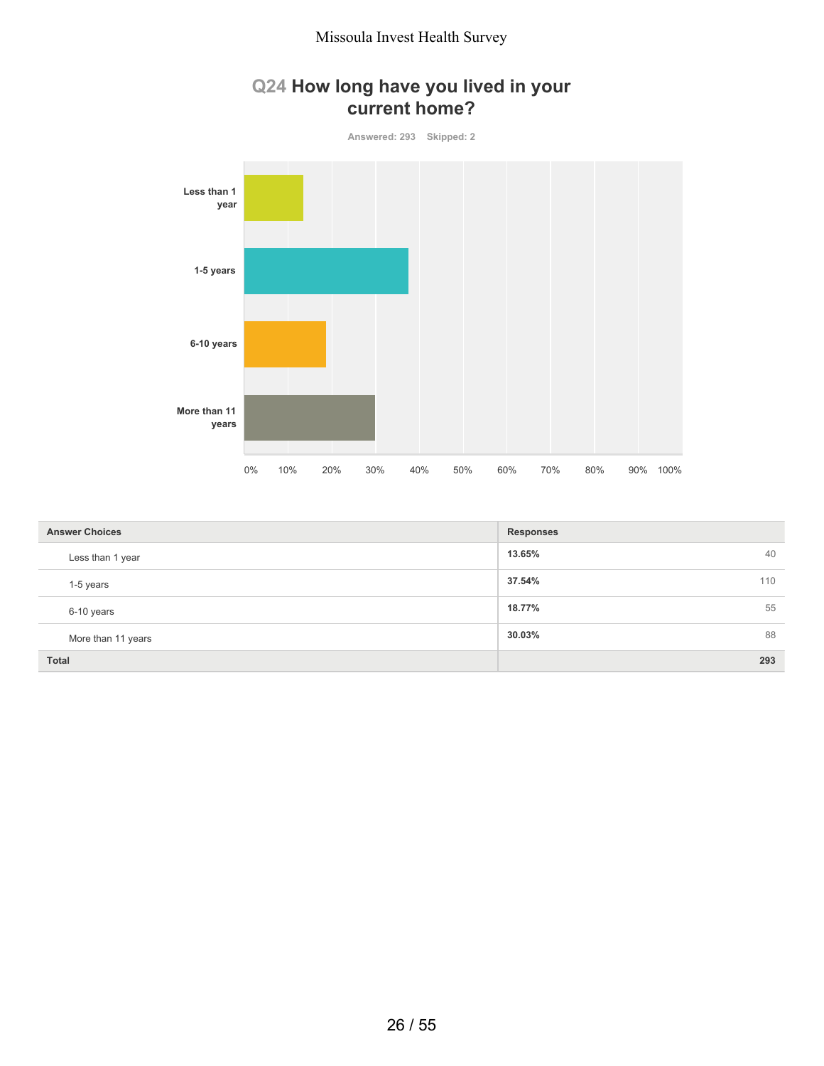## Q24 How long have you lived in your current home?

Answered: 293 Skipped: 2

| Answer Choices | Responses | |
|---|---|---|
| Less than 1 year | 13.65% | 40 |
| 1-5 years | 37.54% | 110 |
| 6-10 years | 18.77% | 55 |
| More than 11 years | 30.03% | 88 |
| Total | | 293 |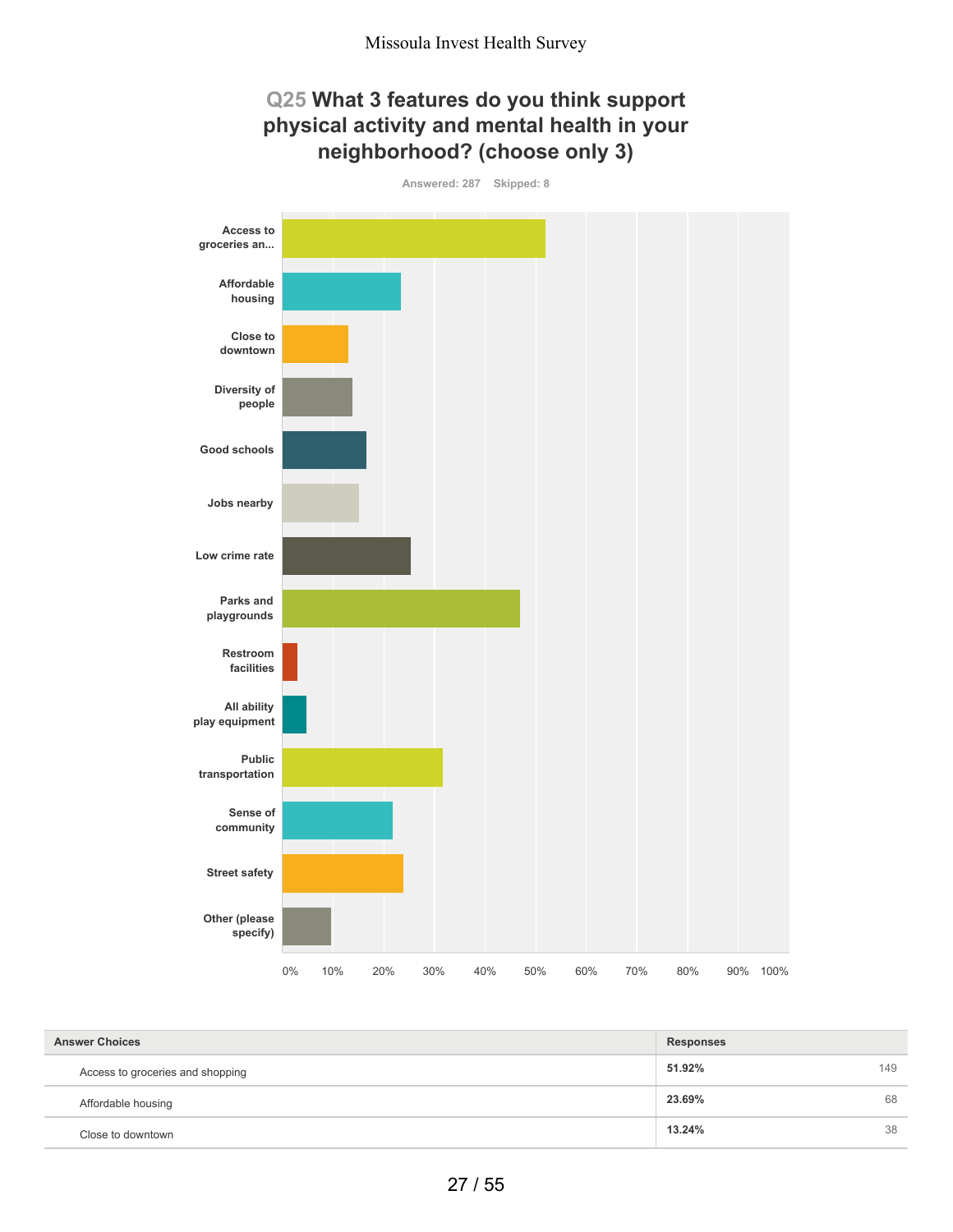## Q25 What 3 features do you think support physical activity and mental health in your neighborhood? (choose only 3)

Answered: 287 Skipped: 8

| Answer Choices | Responses | |
|---|---|---|
| Access to groceries and shopping | 51.92% | 149 |
| Affordable housing | 23.69% | 68 |
| Close to downtown | 13.24% | 38 |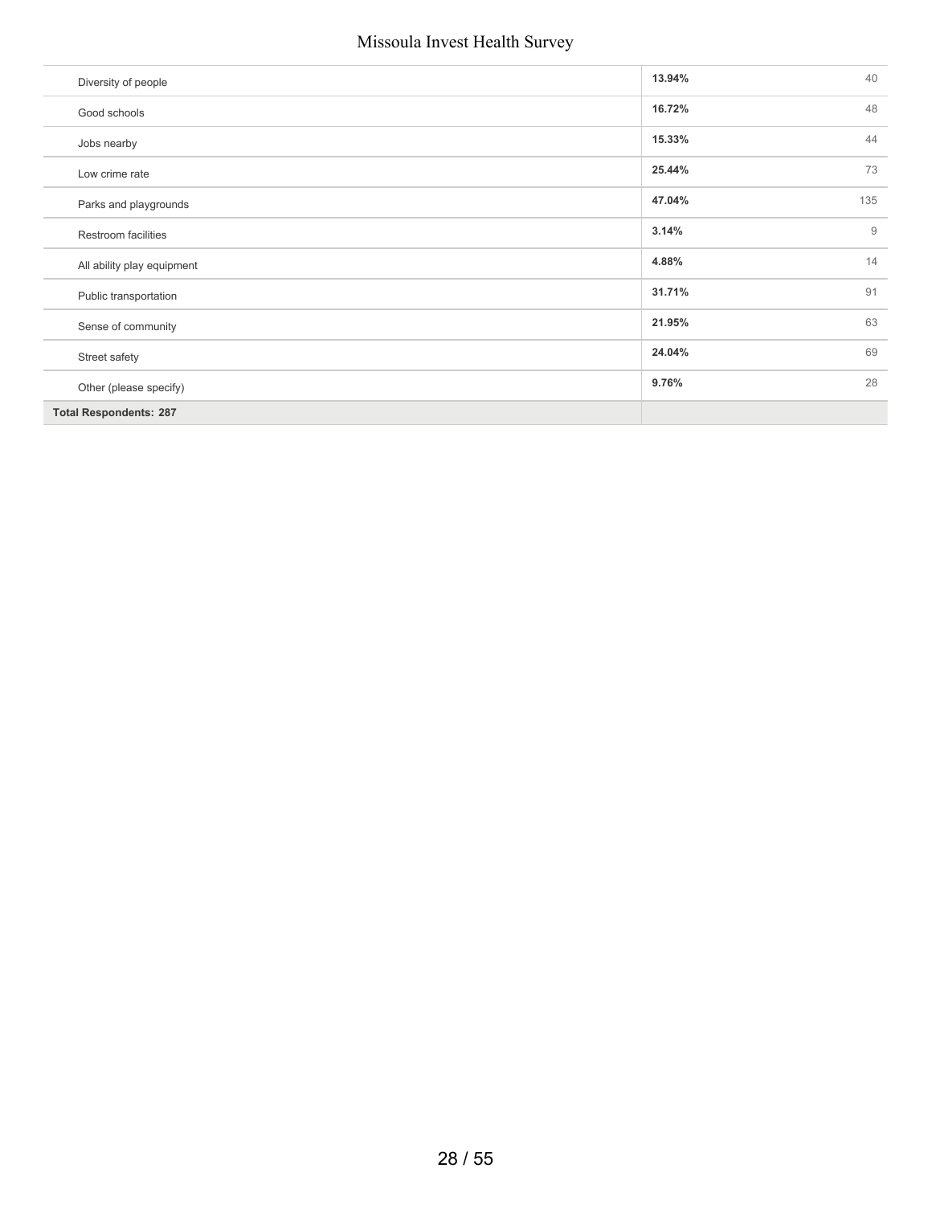| | | |
|---|---|---|
| Diversity of people | **13.94%** | 40 |
| Good schools | **16.72%** | 48 |
| Jobs nearby | **15.33%** | 44 |
| Low crime rate | **25.44%** | 73 |
| Parks and playgrounds | **47.04%** | 135 |
| Restroom facilities | **3.14%** | 9 |
| All ability play equipment | **4.88%** | 14 |
| Public transportation | **31.71%** | 91 |
| Sense of community | **21.95%** | 63 |
| Street safety | **24.04%** | 69 |
| Other (please specify) | **9.76%** | 28 |
| **Total Respondents: 287** | | |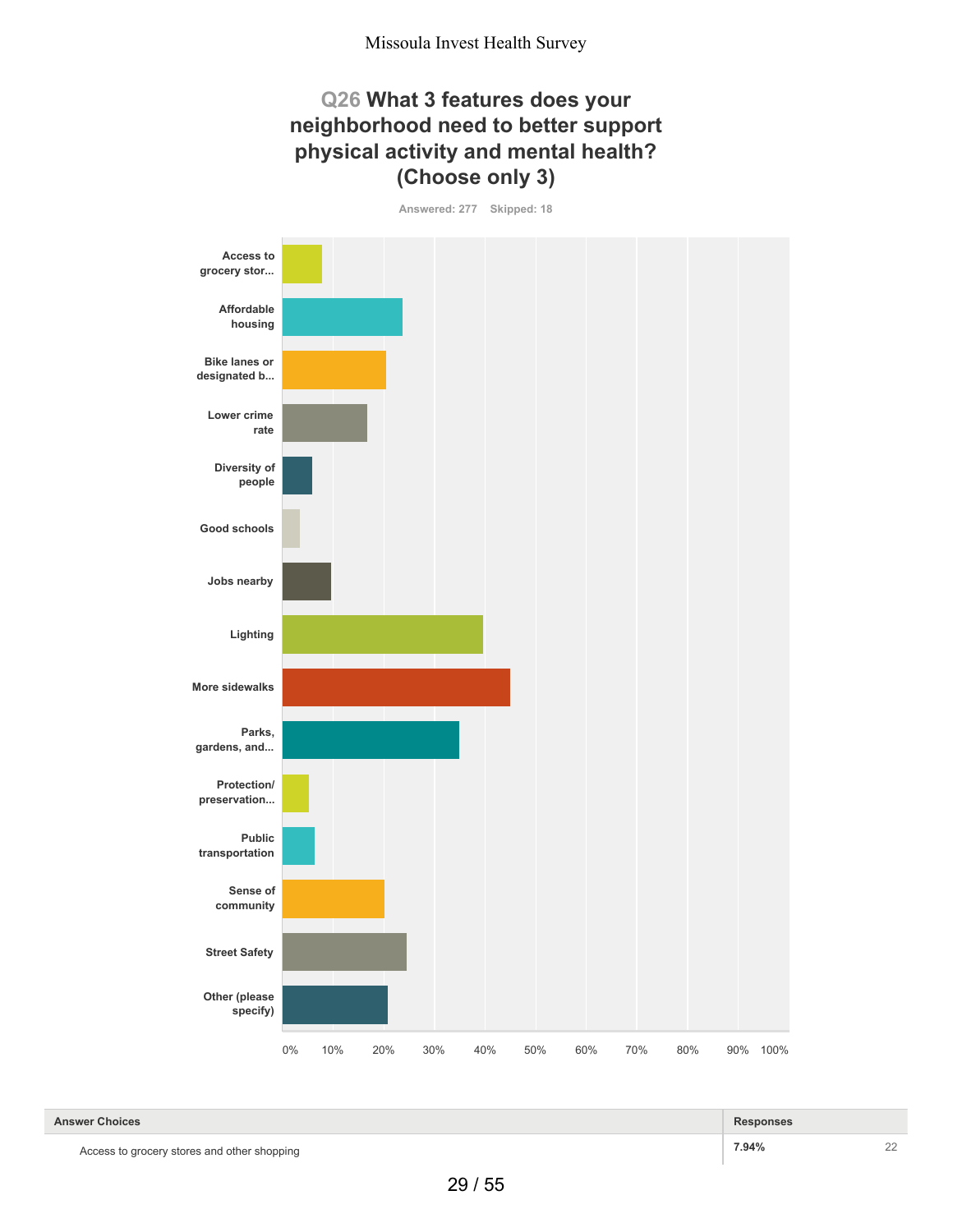Missoula Invest Health Survey

## Q26 What 3 features does your neighborhood need to better support physical activity and mental health? (Choose only 3)

Answered: 277 Skipped: 18

| Answer Choices | Responses | |
|---|---|---|
| Access to grocery stores and other shopping | 7.94% | 22 |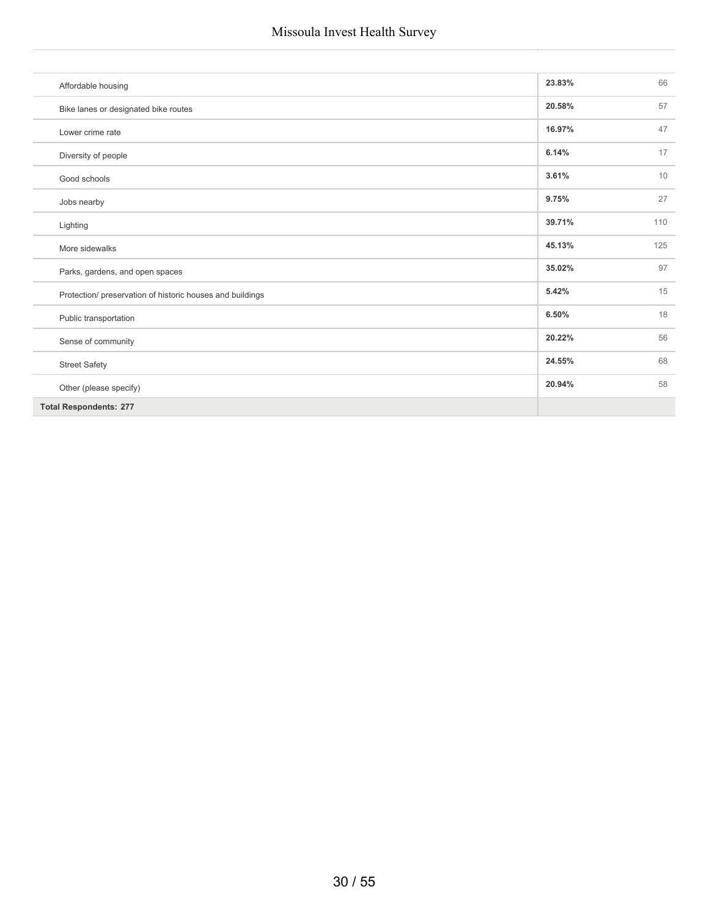| | | |
|---|---|---|
| Affordable housing | **23.83%** | 66 |
| Bike lanes or designated bike routes | **20.58%** | 57 |
| Lower crime rate | **16.97%** | 47 |
| Diversity of people | **6.14%** | 17 |
| Good schools | **3.61%** | 10 |
| Jobs nearby | **9.75%** | 27 |
| Lighting | **39.71%** | 110 |
| More sidewalks | **45.13%** | 125 |
| Parks, gardens, and open spaces | **35.02%** | 97 |
| Protection/ preservation of historic houses and buildings | **5.42%** | 15 |
| Public transportation | **6.50%** | 18 |
| Sense of community | **20.22%** | 56 |
| Street Safety | **24.55%** | 68 |
| Other (please specify) | **20.94%** | 58 |
| **Total Respondents: 277** | | |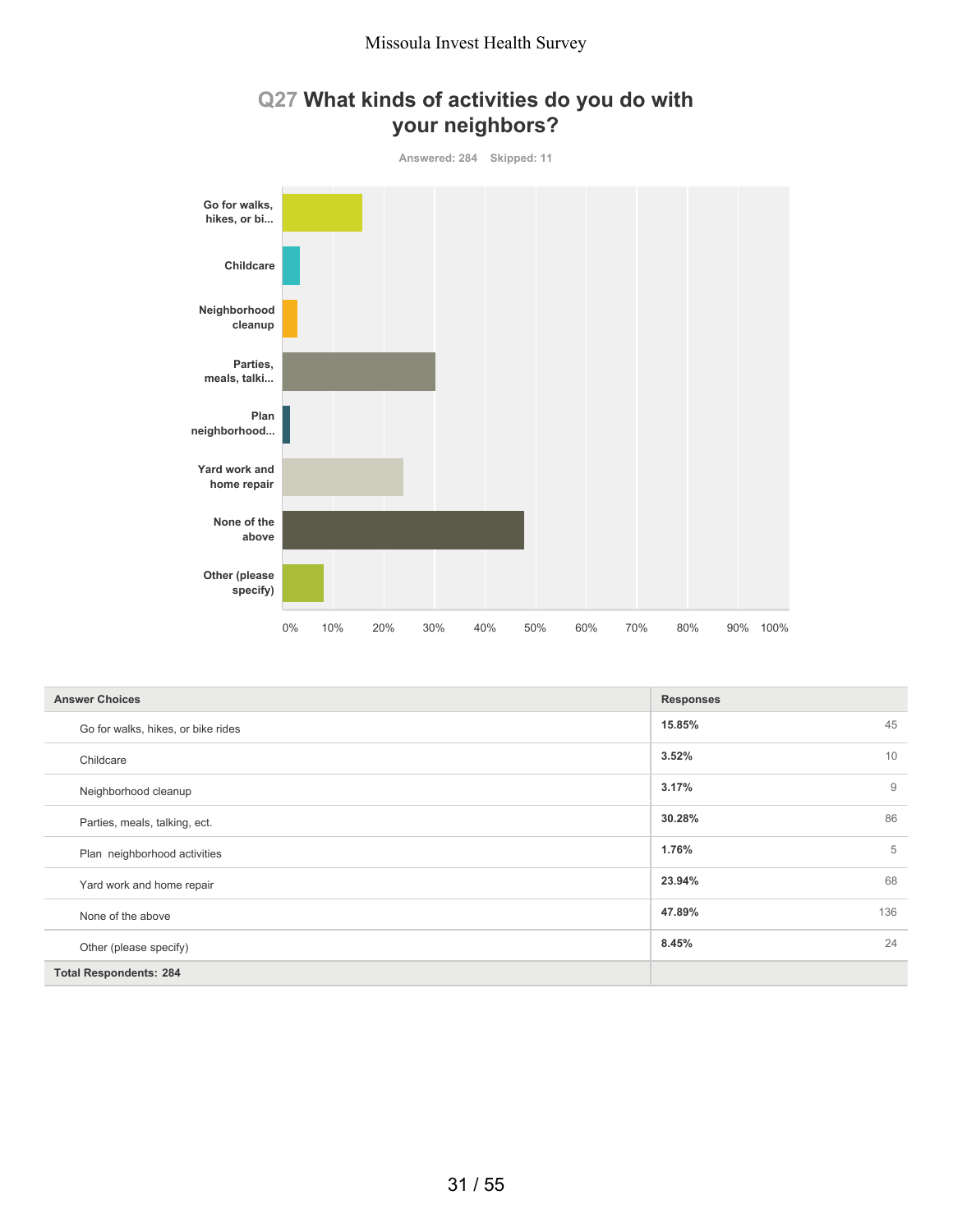# Q27 What kinds of activities do you do with your neighbors?

Answered: 284 Skipped: 11

| Answer Choices | Responses | |
|---|---|---|
| Go for walks, hikes, or bike rides | 15.85% | 45 |
| Childcare | 3.52% | 10 |
| Neighborhood cleanup | 3.17% | 9 |
| Parties, meals, talking, ect. | 30.28% | 86 |
| Plan neighborhood activities | 1.76% | 5 |
| Yard work and home repair | 23.94% | 68 |
| None of the above | 47.89% | 136 |
| Other (please specify) | 8.45% | 24 |
| **Total Respondents: 284** | | |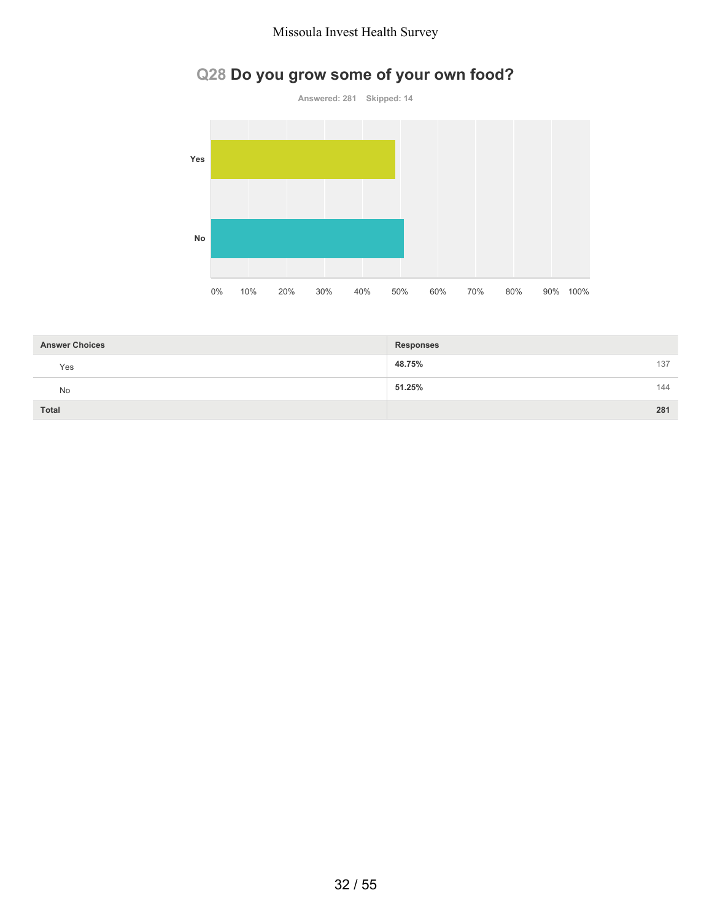## Q28 Do you grow some of your own food?

Answered: 281 Skipped: 14

| Answer Choices | Responses | |
|---|---|---|
| Yes | 48.75% | 137 |
| No | 51.25% | 144 |
| Total | | 281 |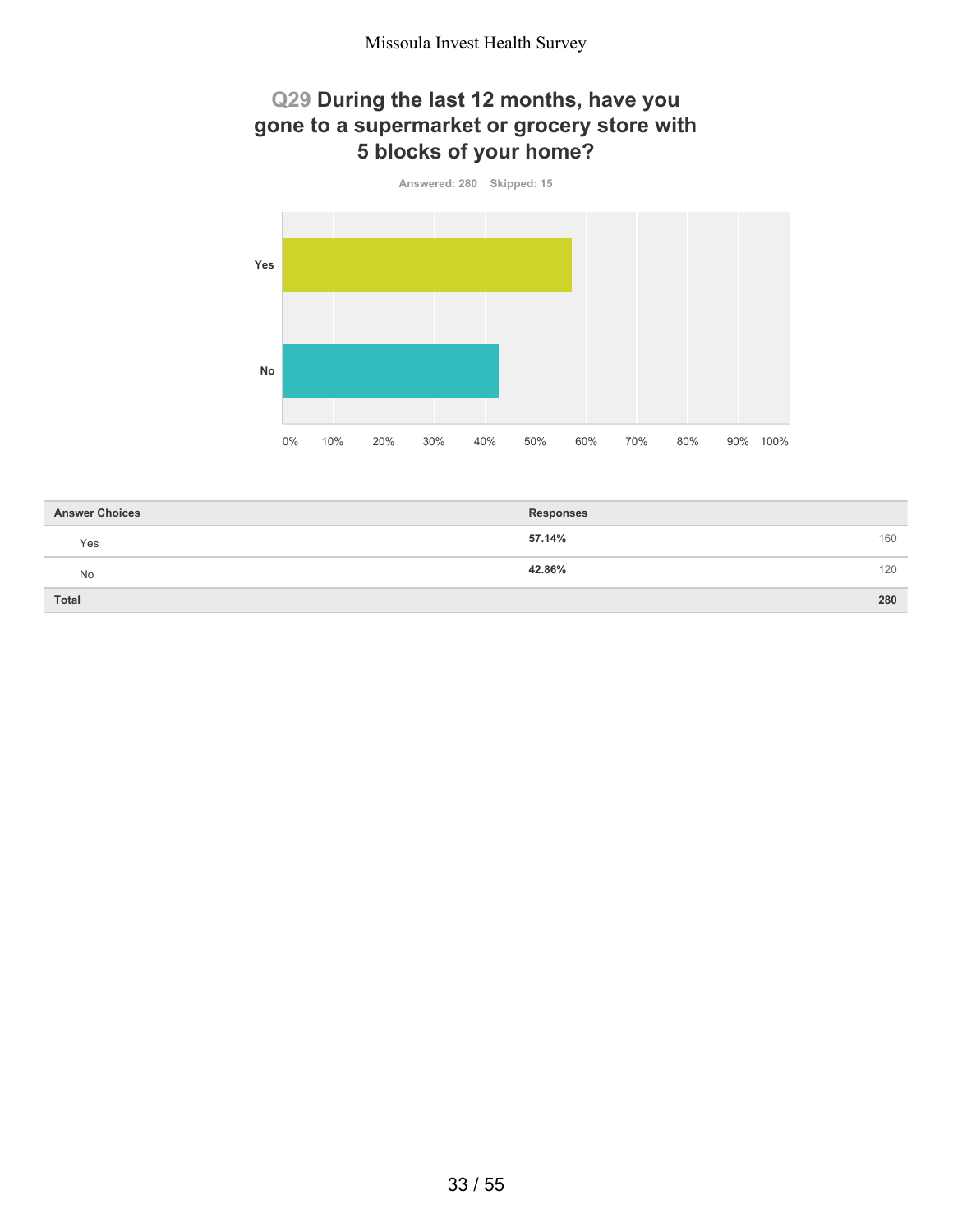## Q29 During the last 12 months, have you gone to a supermarket or grocery store with 5 blocks of your home?

Answered: 280 Skipped: 15

| Answer Choices | Responses | |
|---|---|---|
| Yes | **57.14%** | 160 |
| No | **42.86%** | 120 |
| **Total** | | **280** |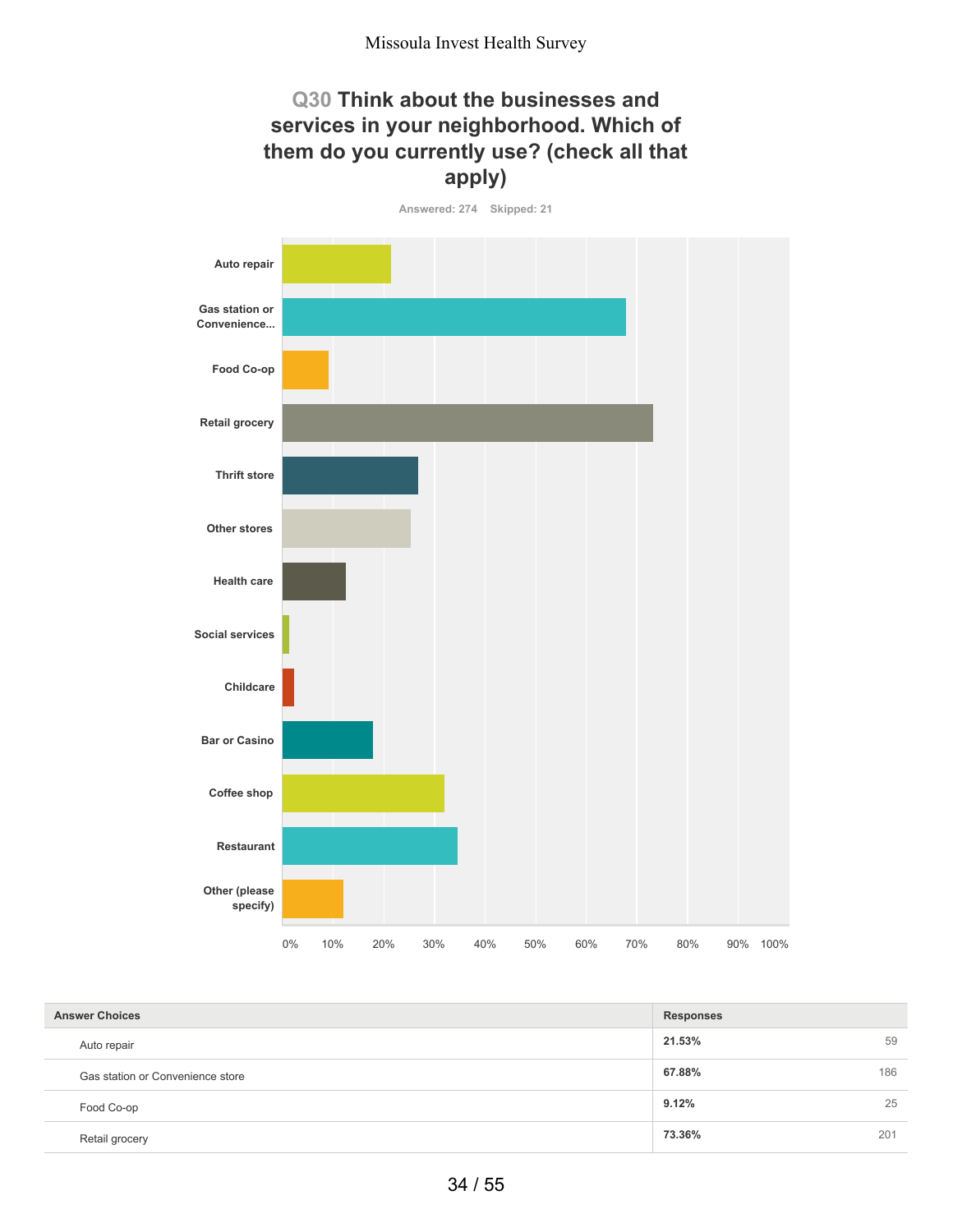# Q30 Think about the businesses and services in your neighborhood. Which of them do you currently use? (check all that apply)

Answered: 274 Skipped: 21

| Answer Choices | Responses | |
|---|---|---|
| Auto repair | 21.53% | 59 |
| Gas station or Convenience store | 67.88% | 186 |
| Food Co-op | 9.12% | 25 |
| Retail grocery | 73.36% | 201 |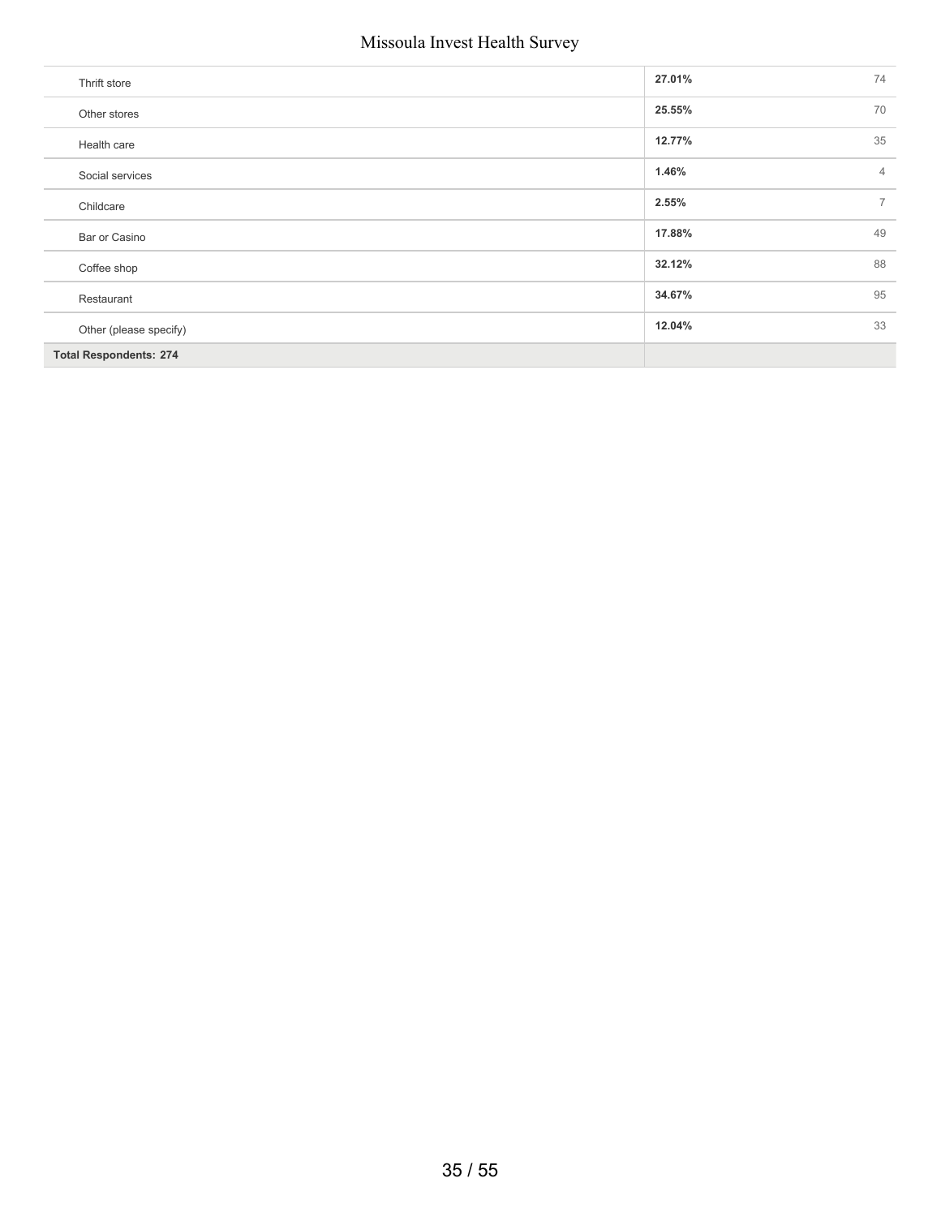| | | |
|---|---|---|
| Thrift store | **27.01%** | 74 |
| Other stores | **25.55%** | 70 |
| Health care | **12.77%** | 35 |
| Social services | **1.46%** | 4 |
| Childcare | **2.55%** | 7 |
| Bar or Casino | **17.88%** | 49 |
| Coffee shop | **32.12%** | 88 |
| Restaurant | **34.67%** | 95 |
| Other (please specify) | **12.04%** | 33 |
| **Total Respondents: 274** | | |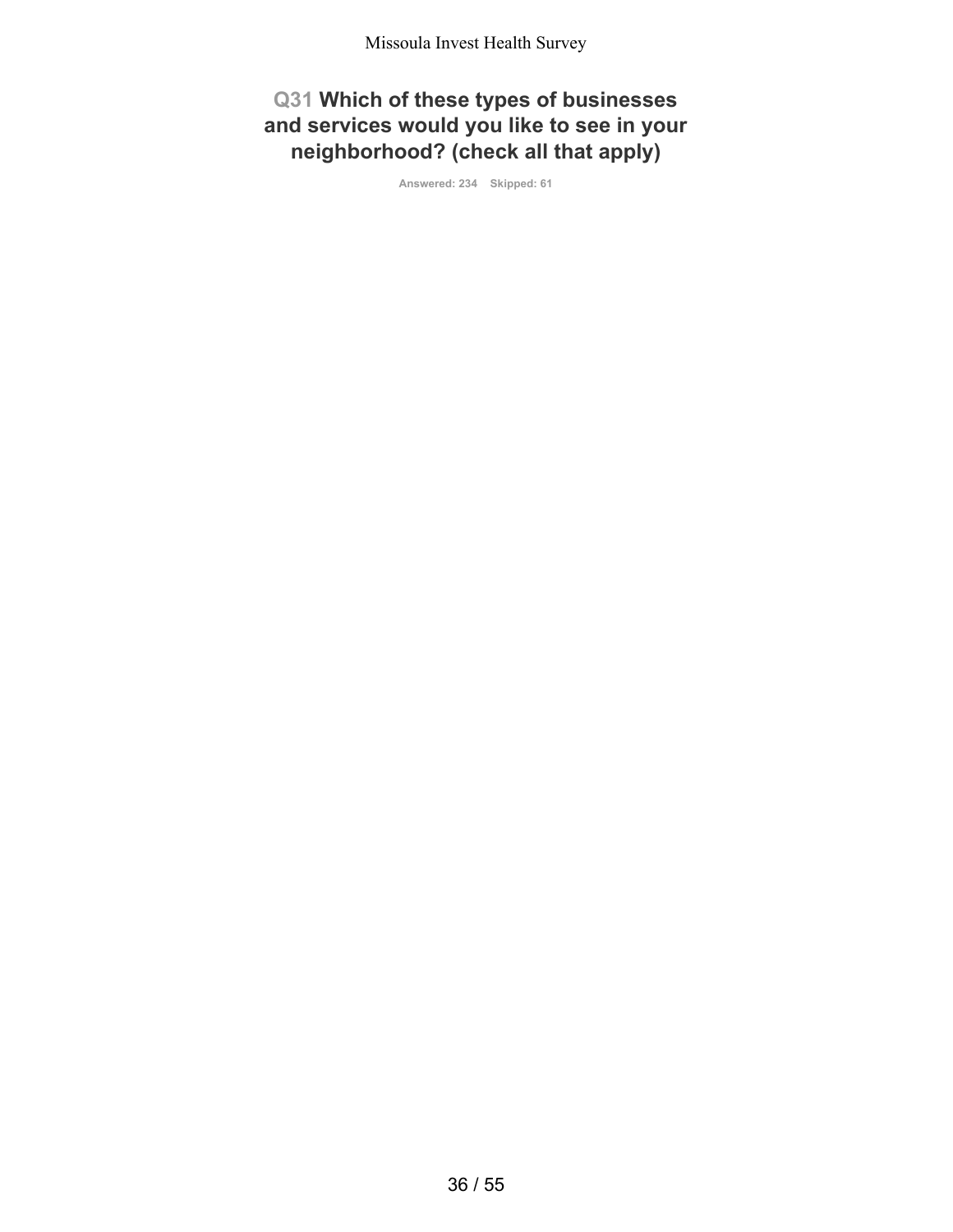## Q31 Which of these types of businesses and services would you like to see in your neighborhood? (check all that apply)

Answered: 234 Skipped: 61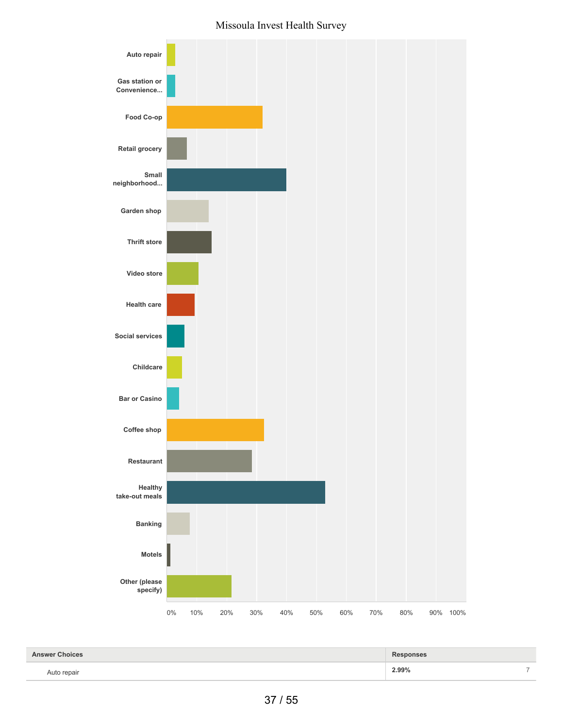Missoula Invest Health Survey

Auto repair

Gas station or Convenience...

Food Co-op

Retail grocery

Small neighborhood...

Garden shop

Thrift store

Video store

Health care

Social services

Childcare

Bar or Casino

Coffee shop

Restaurant

Healthy take-out meals

Banking

Motels

Other (please specify)

0% 10% 20% 30% 40% 50% 60% 70% 80% 90% 100%

| Answer Choices | Responses | |
|---|---|---|
| Auto repair | **2.99%** | 7 |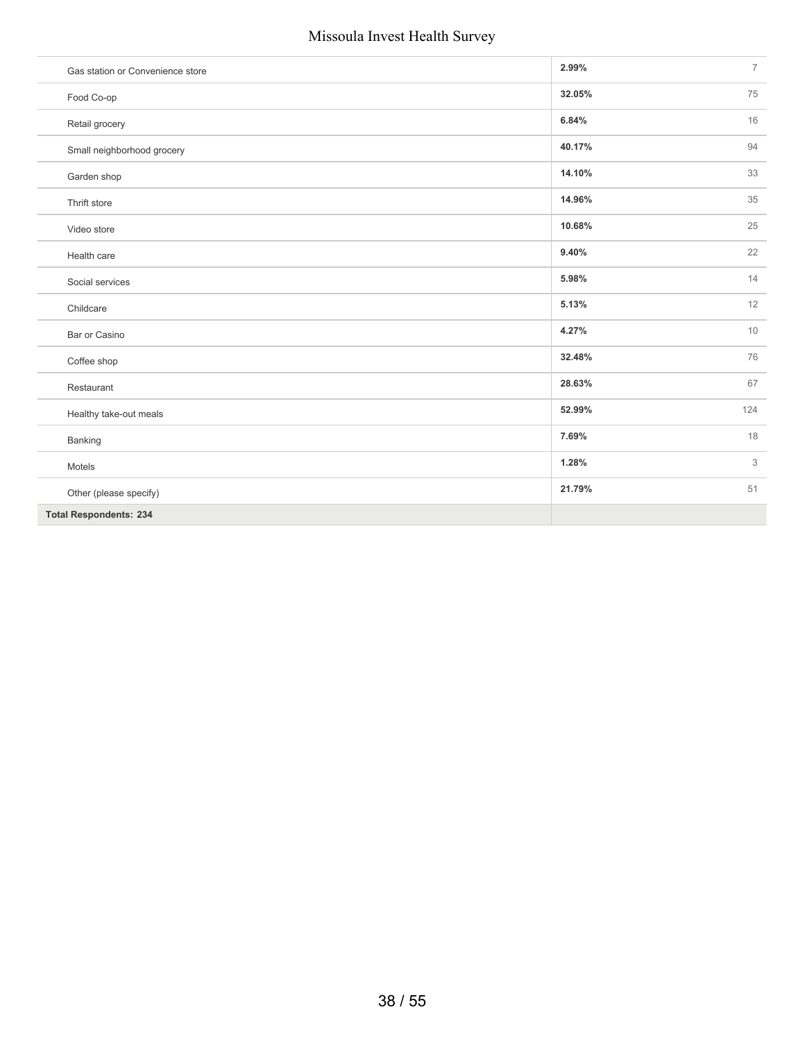| | | |
|---|---|---|
| Gas station or Convenience store | **2.99%** | 7 |
| Food Co-op | **32.05%** | 75 |
| Retail grocery | **6.84%** | 16 |
| Small neighborhood grocery | **40.17%** | 94 |
| Garden shop | **14.10%** | 33 |
| Thrift store | **14.96%** | 35 |
| Video store | **10.68%** | 25 |
| Health care | **9.40%** | 22 |
| Social services | **5.98%** | 14 |
| Childcare | **5.13%** | 12 |
| Bar or Casino | **4.27%** | 10 |
| Coffee shop | **32.48%** | 76 |
| Restaurant | **28.63%** | 67 |
| Healthy take-out meals | **52.99%** | 124 |
| Banking | **7.69%** | 18 |
| Motels | **1.28%** | 3 |
| Other (please specify) | **21.79%** | 51 |
| **Total Respondents: 234** | | |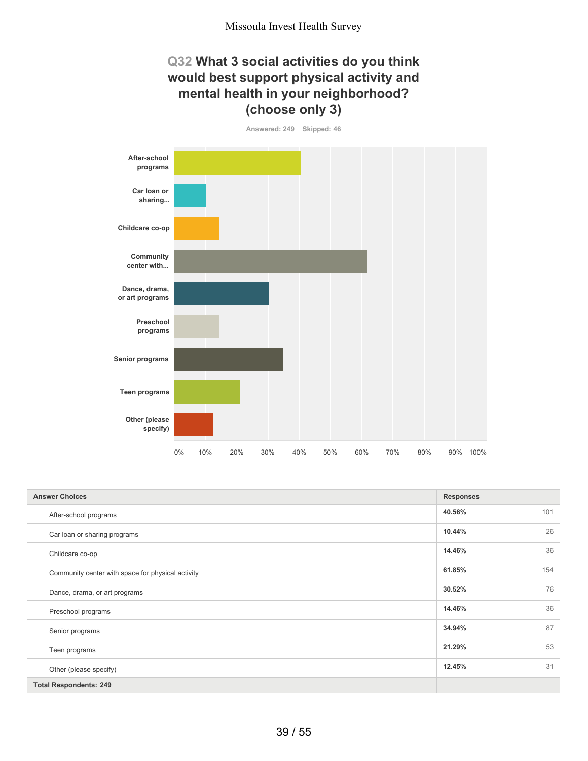## Q32 What 3 social activities do you think would best support physical activity and mental health in your neighborhood? (choose only 3)

Answered: 249 Skipped: 46

| Answer Choices | Responses | |
|---|---|---|
| After-school programs | 40.56% | 101 |
| Car loan or sharing programs | 10.44% | 26 |
| Childcare co-op | 14.46% | 36 |
| Community center with space for physical activity | 61.85% | 154 |
| Dance, drama, or art programs | 30.52% | 76 |
| Preschool programs | 14.46% | 36 |
| Senior programs | 34.94% | 87 |
| Teen programs | 21.29% | 53 |
| Other (please specify) | 12.45% | 31 |
| **Total Respondents: 249** | | |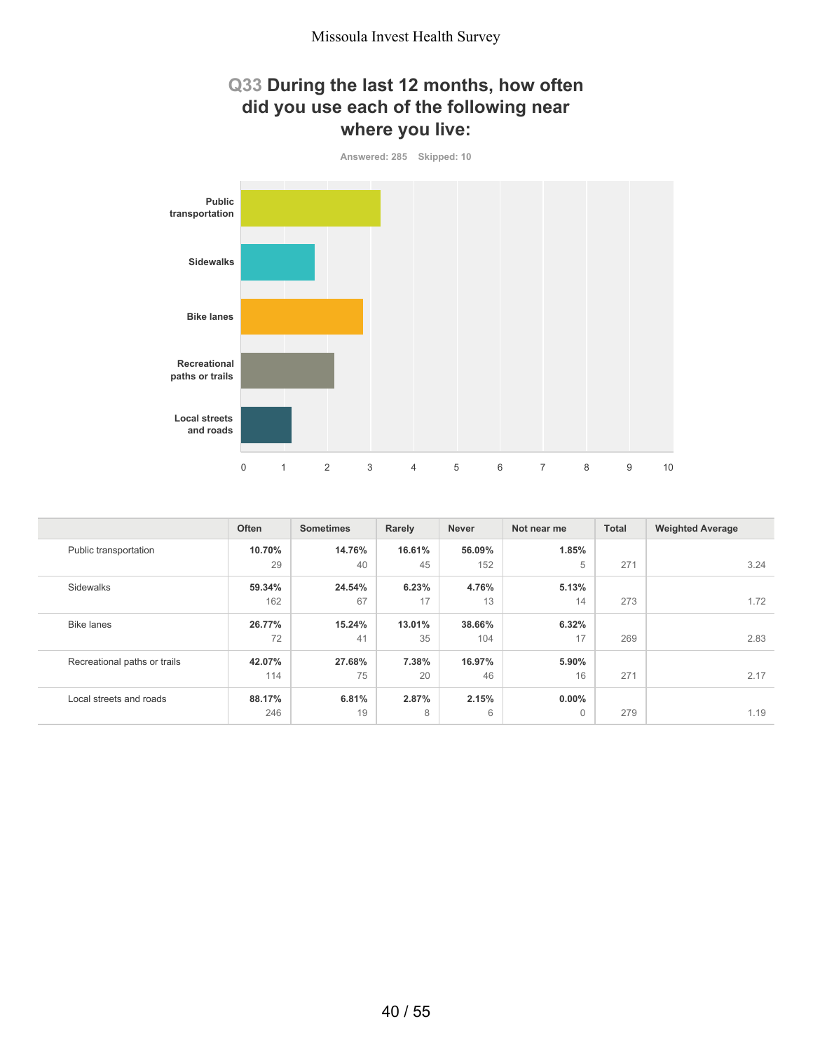## Q33 During the last 12 months, how often did you use each of the following near where you live:

Answered: 285 Skipped: 10

| | Often | Sometimes | Rarely | Never | Not near me | Total | Weighted Average |
|---|---|---|---|---|---|---|---|
| Public transportation | 10.70% 29 | 14.76% 40 | 16.61% 45 | 56.09% 152 | 1.85% 5 | 271 | 3.24 |
| Sidewalks | 59.34% 162 | 24.54% 67 | 6.23% 17 | 4.76% 13 | 5.13% 14 | 273 | 1.72 |
| Bike lanes | 26.77% 72 | 15.24% 41 | 13.01% 35 | 38.66% 104 | 6.32% 17 | 269 | 2.83 |
| Recreational paths or trails | 42.07% 114 | 27.68% 75 | 7.38% 20 | 16.97% 46 | 5.90% 16 | 271 | 2.17 |
| Local streets and roads | 88.17% 246 | 6.81% 19 | 2.87% 8 | 2.15% 6 | 0.00% 0 | 279 | 1.19 |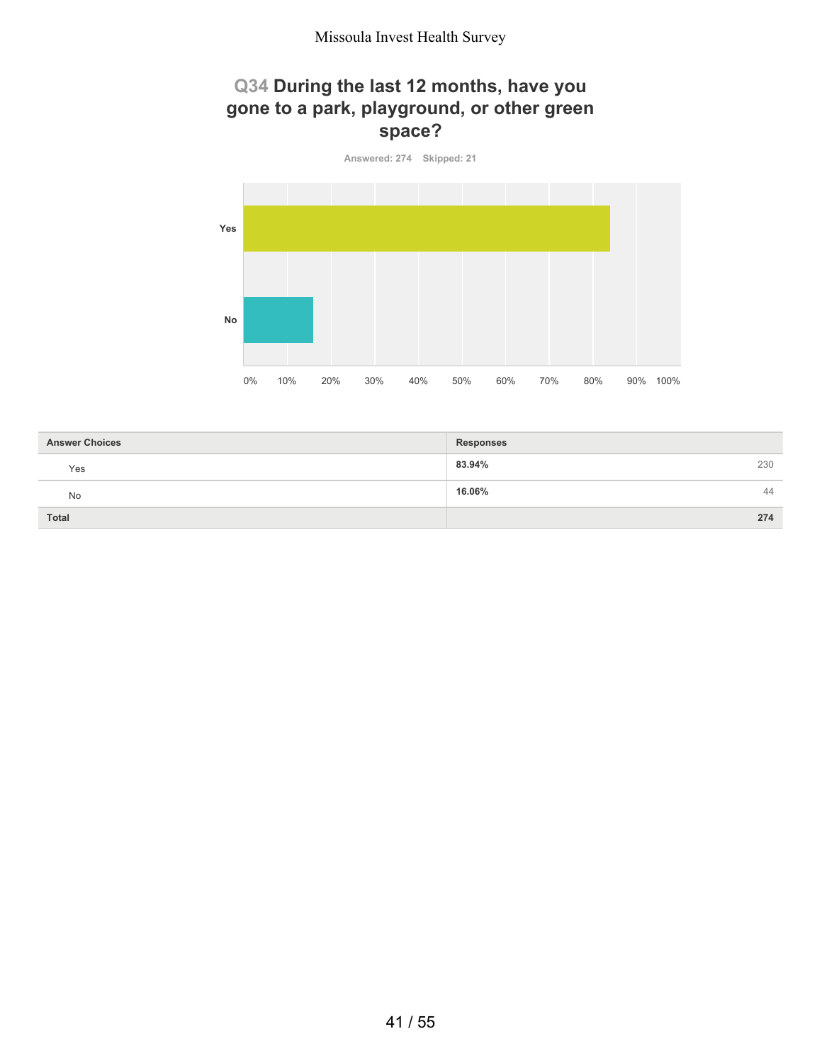## Q34 During the last 12 months, have you gone to a park, playground, or other green space?

Answered: 274 Skipped: 21

| Answer Choices | Responses | |
|---|---|---|
| Yes | **83.94%** | 230 |
| No | **16.06%** | 44 |
| **Total** | | **274** |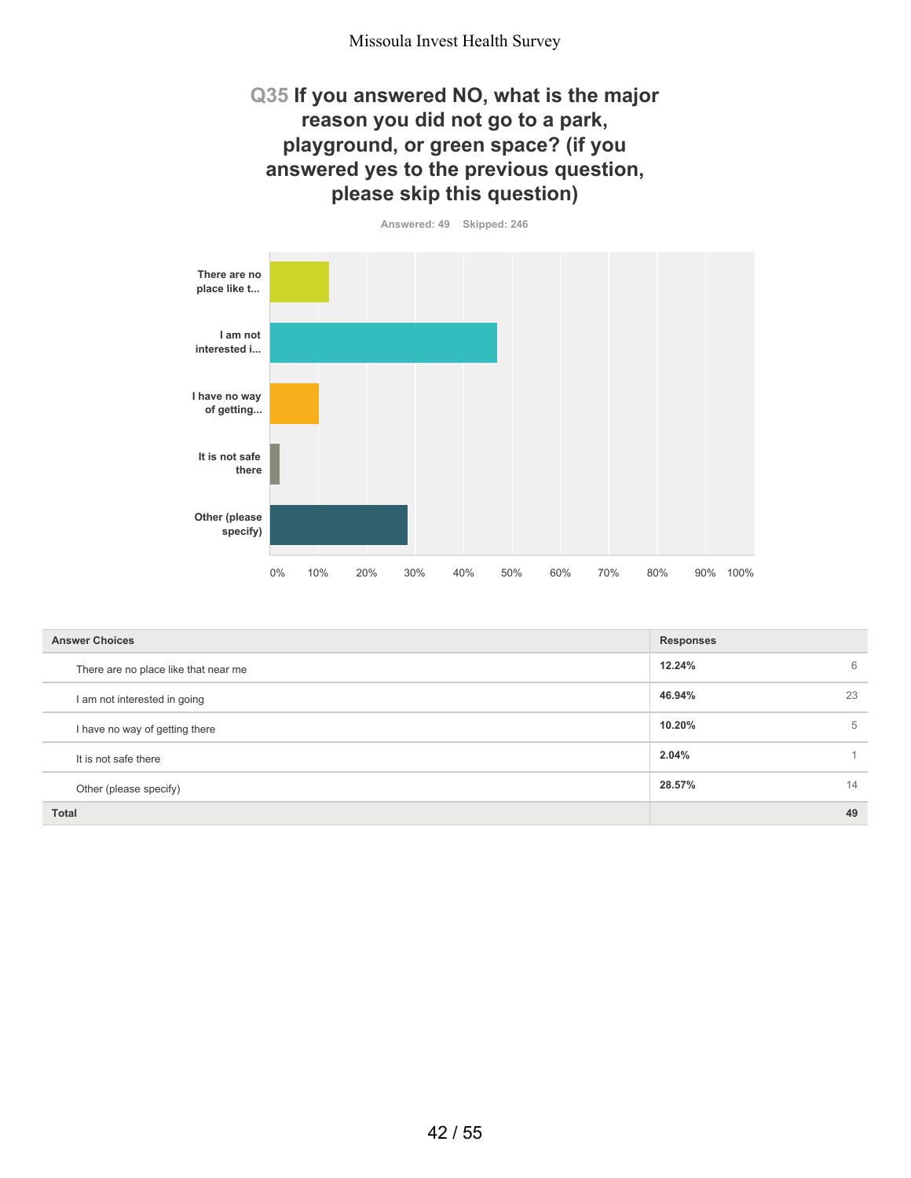## Q35 If you answered NO, what is the major reason you did not go to a park, playground, or green space? (if you answered yes to the previous question, please skip this question)

Answered: 49 Skipped: 246

| Answer Choices | Responses | |
|---|---|---|
| There are no place like that near me | 12.24% | 6 |
| I am not interested in going | 46.94% | 23 |
| I have no way of getting there | 10.20% | 5 |
| It is not safe there | 2.04% | 1 |
| Other (please specify) | 28.57% | 14 |
| **Total** | | **49** |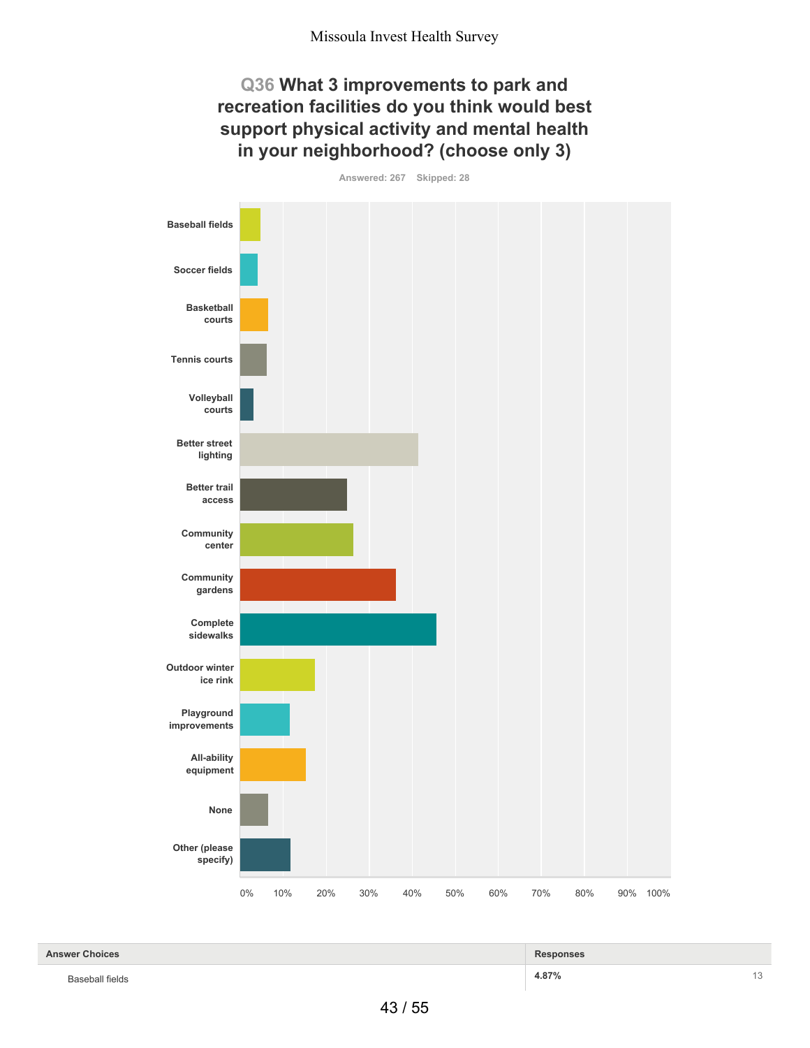Missoula Invest Health Survey

## Q36 What 3 improvements to park and recreation facilities do you think would best support physical activity and mental health in your neighborhood? (choose only 3)

Answered: 267 Skipped: 28

| Answer Choices | Responses | |
|---|---|---|
| Baseball fields | 4.87% | 13 |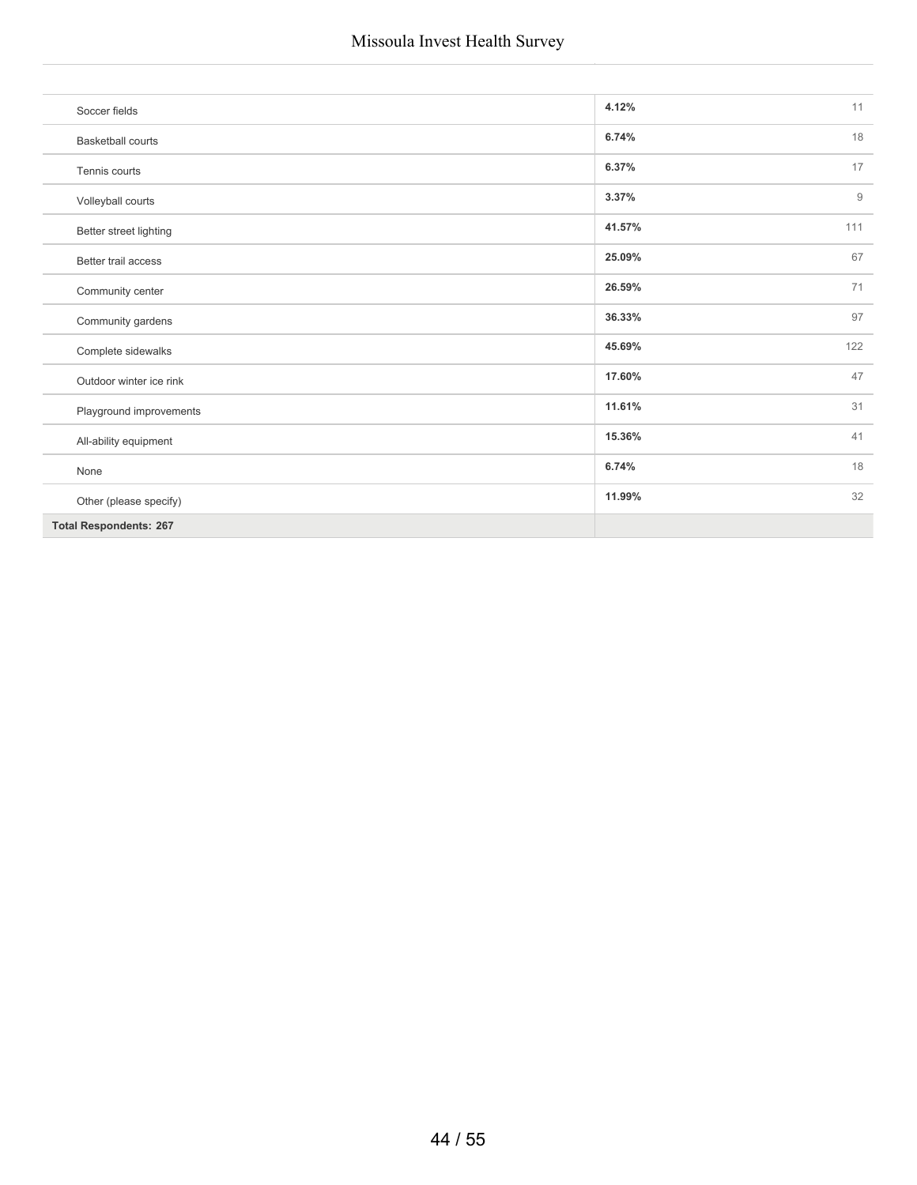| | | |
|---|---|---|
| Soccer fields | **4.12%** | 11 |
| Basketball courts | **6.74%** | 18 |
| Tennis courts | **6.37%** | 17 |
| Volleyball courts | **3.37%** | 9 |
| Better street lighting | **41.57%** | 111 |
| Better trail access | **25.09%** | 67 |
| Community center | **26.59%** | 71 |
| Community gardens | **36.33%** | 97 |
| Complete sidewalks | **45.69%** | 122 |
| Outdoor winter ice rink | **17.60%** | 47 |
| Playground improvements | **11.61%** | 31 |
| All-ability equipment | **15.36%** | 41 |
| None | **6.74%** | 18 |
| Other (please specify) | **11.99%** | 32 |
| **Total Respondents: 267** | | |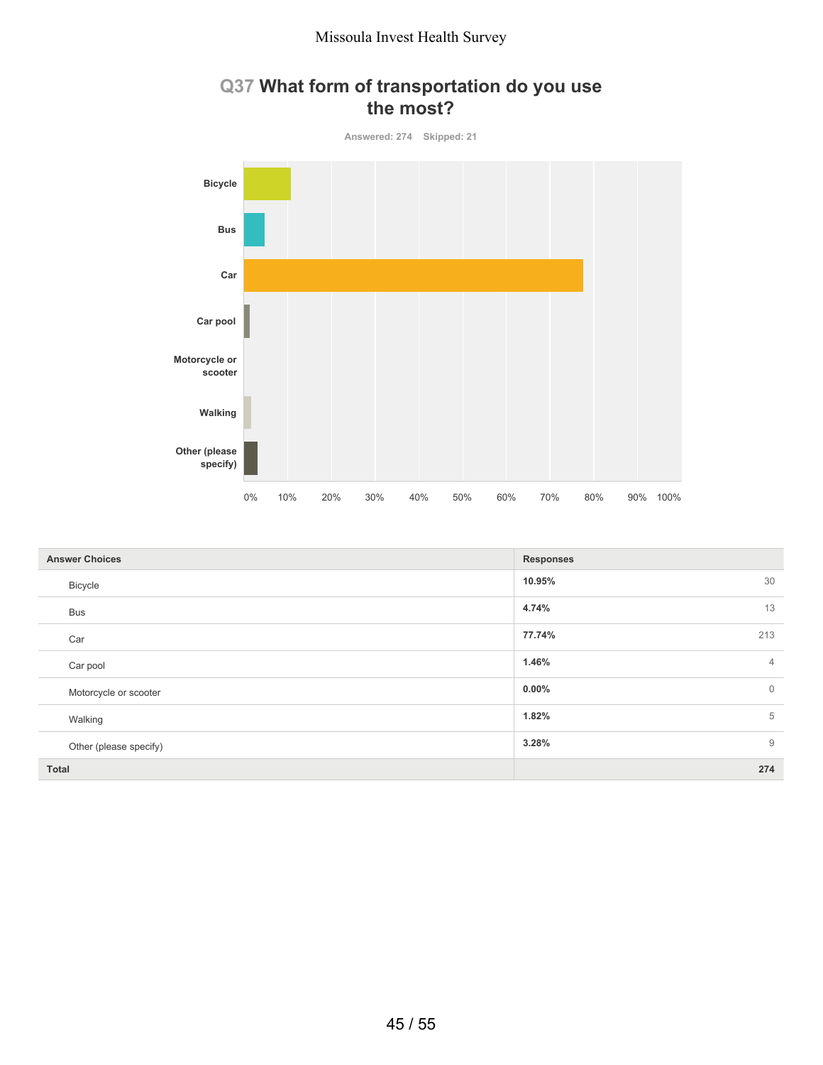## Q37 What form of transportation do you use the most?

Answered: 274 Skipped: 21

| Answer Choices | Responses | |
|---|---|---|
| Bicycle | 10.95% | 30 |
| Bus | 4.74% | 13 |
| Car | 77.74% | 213 |
| Car pool | 1.46% | 4 |
| Motorcycle or scooter | 0.00% | 0 |
| Walking | 1.82% | 5 |
| Other (please specify) | 3.28% | 9 |
| **Total** | | **274** |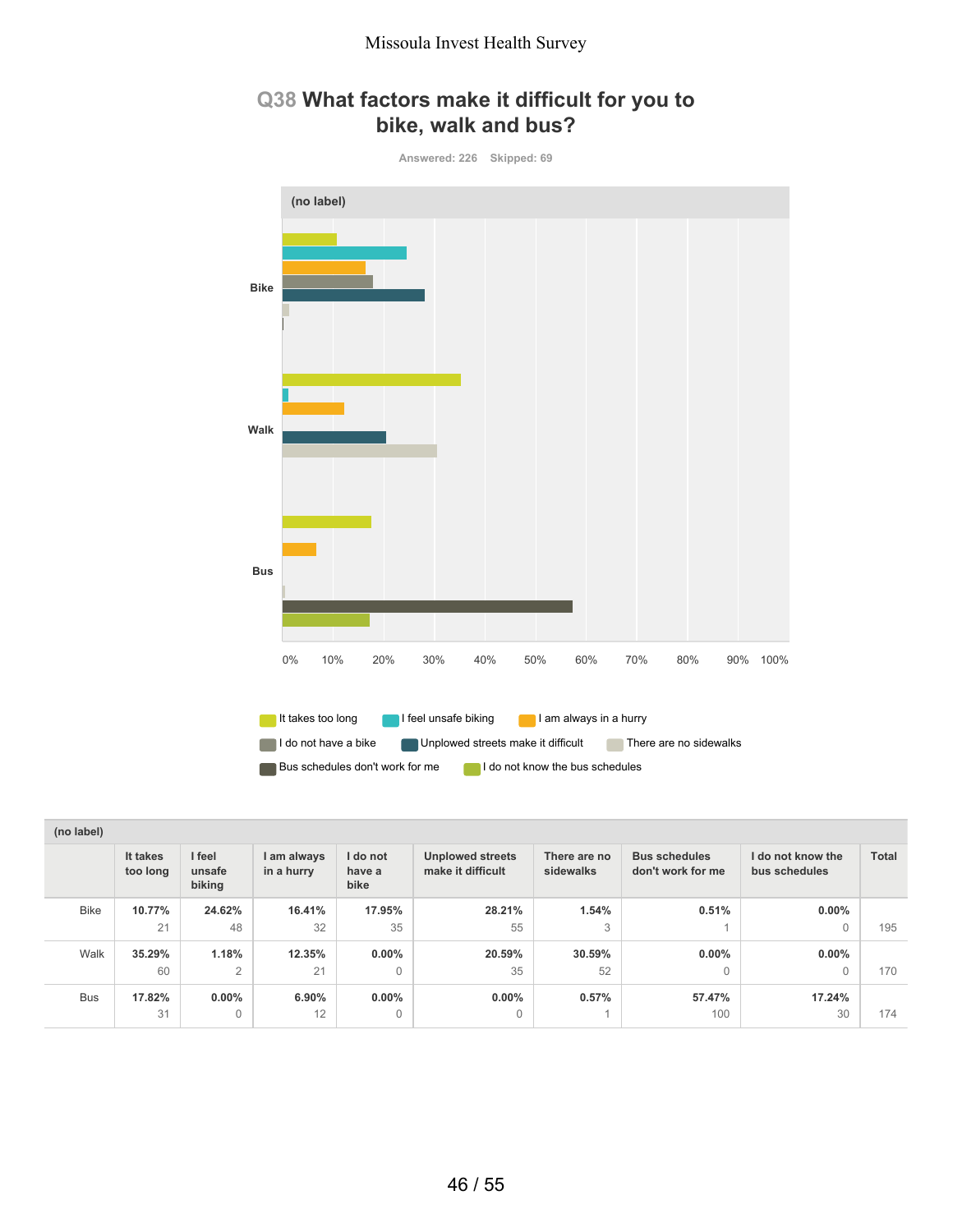# Q38 What factors make it difficult for you to bike, walk and bus?

Answered: 226 Skipped: 69

(no label)

Bike

Walk

Bus

0% 10% 20% 30% 40% 50% 60% 70% 80% 90% 100%

It takes too long | I feel unsafe biking | I am always in a hurry | I do not have a bike | Unplowed streets make it difficult | There are no sidewalks | Bus schedules don't work for me | I do not know the bus schedules

| (no label) | It takes too long | I feel unsafe biking | I am always in a hurry | I do not have a bike | Unplowed streets make it difficult | There are no sidewalks | Bus schedules don't work for me | I do not know the bus schedules | Total |
|---|---|---|---|---|---|---|---|---|---|
| Bike | **10.77%** 21 | **24.62%** 48 | **16.41%** 32 | **17.95%** 35 | **28.21%** 55 | **1.54%** 3 | **0.51%** 1 | **0.00%** 0 | 195 |
| Walk | **35.29%** 60 | **1.18%** 2 | **12.35%** 21 | **0.00%** 0 | **20.59%** 35 | **30.59%** 52 | **0.00%** 0 | **0.00%** 0 | 170 |
| Bus | **17.82%** 31 | **0.00%** 0 | **6.90%** 12 | **0.00%** 0 | **0.00%** 0 | **0.57%** 1 | **57.47%** 100 | **17.24%** 30 | 174 |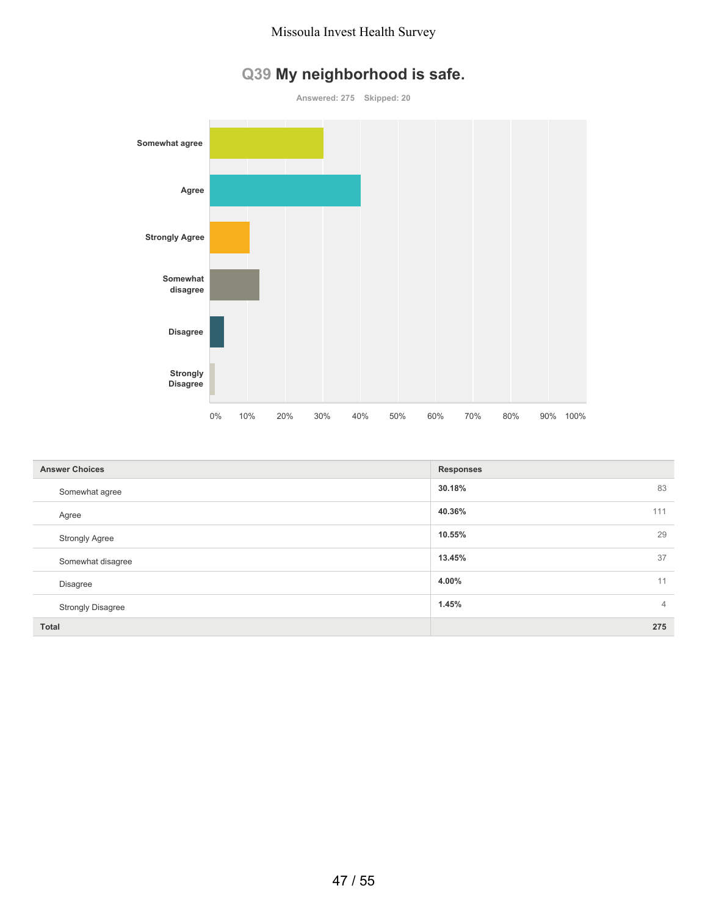## Q39 My neighborhood is safe.

Answered: 275 Skipped: 20

| Answer Choices | Responses | |
|---|---|---|
| Somewhat agree | 30.18% | 83 |
| Agree | 40.36% | 111 |
| Strongly Agree | 10.55% | 29 |
| Somewhat disagree | 13.45% | 37 |
| Disagree | 4.00% | 11 |
| Strongly Disagree | 1.45% | 4 |
| Total | | 275 |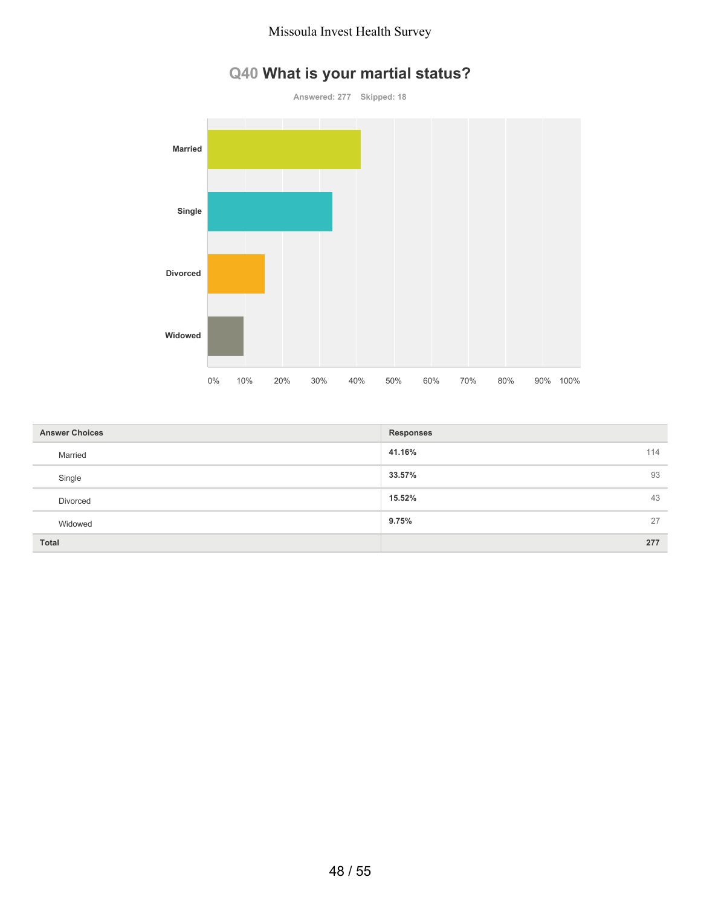## Q40 What is your martial status?

Answered: 277 Skipped: 18

| Answer Choices | Responses | |
|---|---|---|
| Married | 41.16% | 114 |
| Single | 33.57% | 93 |
| Divorced | 15.52% | 43 |
| Widowed | 9.75% | 27 |
| Total | | 277 |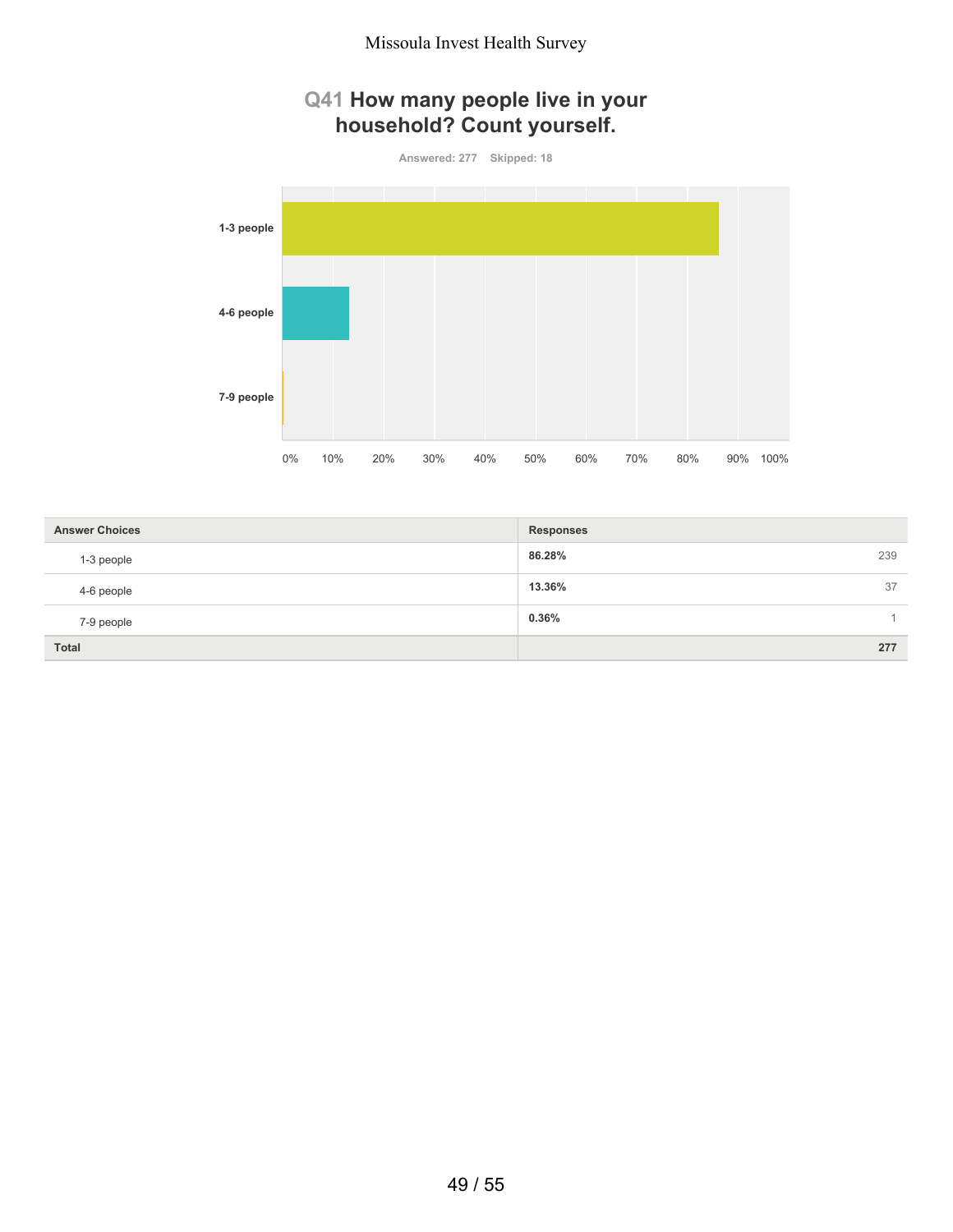## Q41 How many people live in your household? Count yourself.

Answered: 277    Skipped: 18

| Answer Choices | Responses | |
|---|---|---|
| 1-3 people | 86.28% | 239 |
| 4-6 people | 13.36% | 37 |
| 7-9 people | 0.36% | 1 |
| Total | | 277 |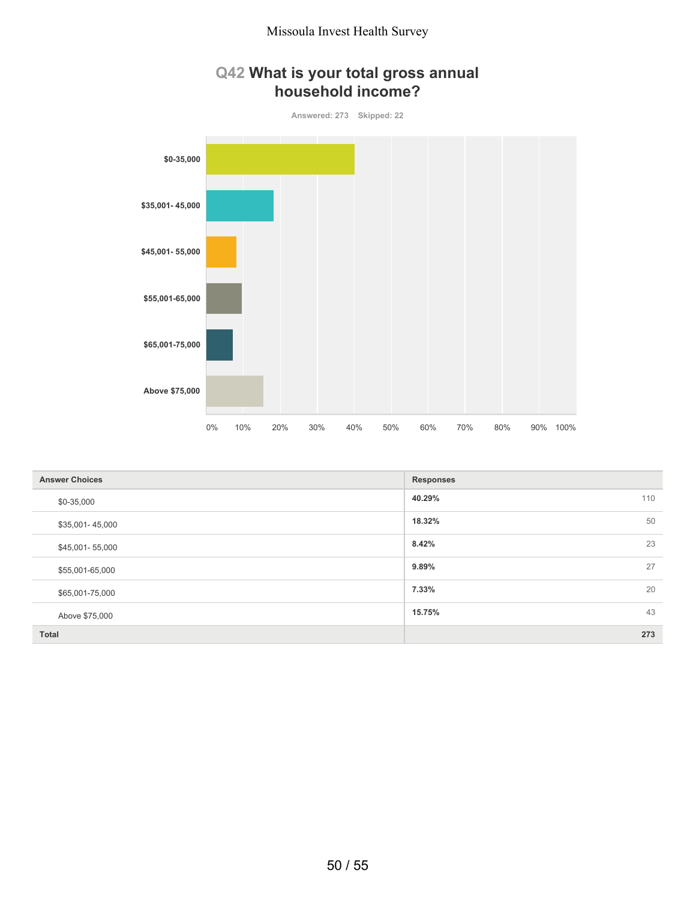## Q42 What is your total gross annual household income?

Answered: 273 Skipped: 22

| Answer Choices | Responses | |
|---|---|---|
| $0-35,000 | 40.29% | 110 |
| $35,001- 45,000 | 18.32% | 50 |
| $45,001- 55,000 | 8.42% | 23 |
| $55,001-65,000 | 9.89% | 27 |
| $65,001-75,000 | 7.33% | 20 |
| Above $75,000 | 15.75% | 43 |
| **Total** | | **273** |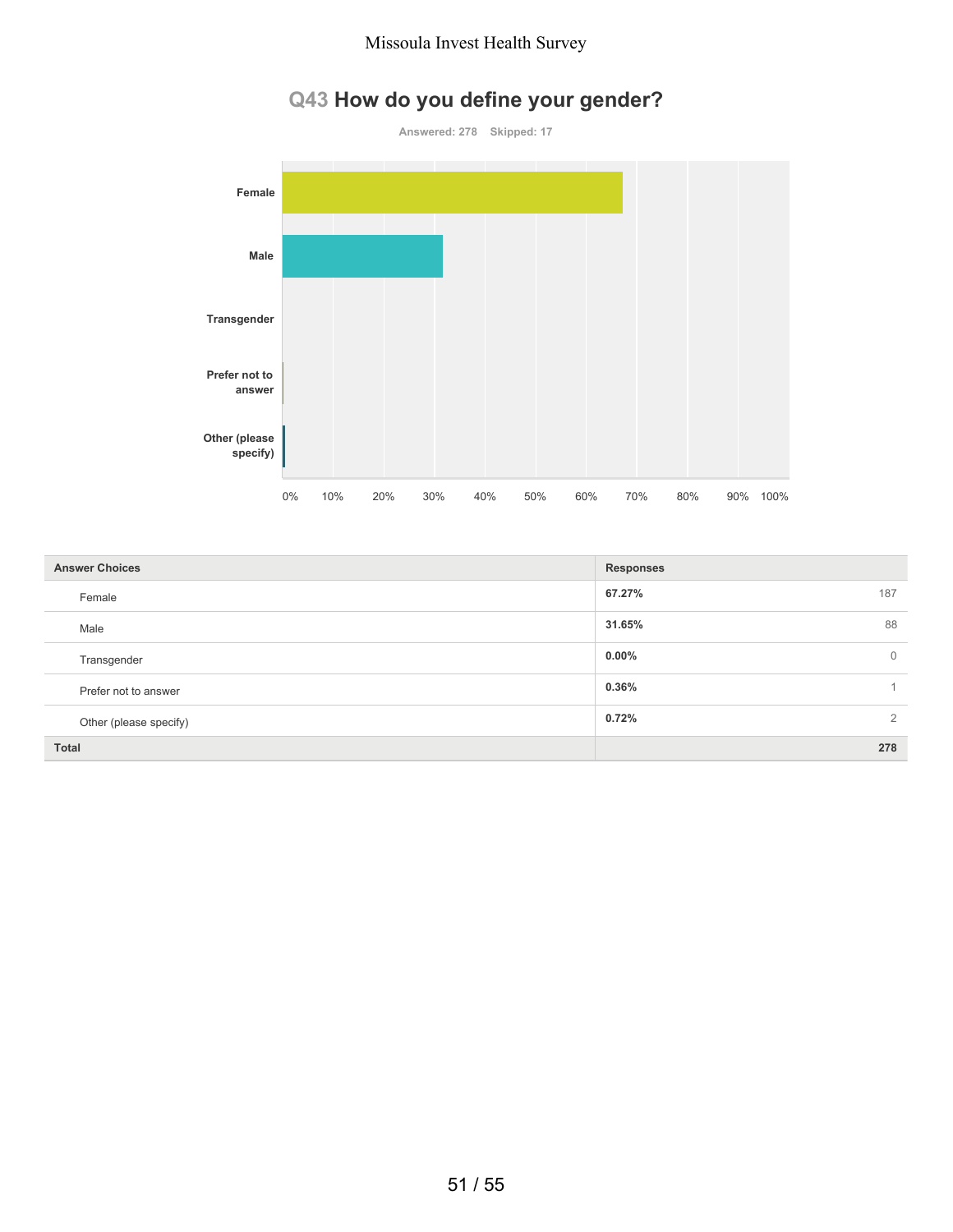## Q43 How do you define your gender?

Answered: 278 Skipped: 17

| Answer Choices | Responses | |
|---|---|---|
| Female | 67.27% | 187 |
| Male | 31.65% | 88 |
| Transgender | 0.00% | 0 |
| Prefer not to answer | 0.36% | 1 |
| Other (please specify) | 0.72% | 2 |
| **Total** | | **278** |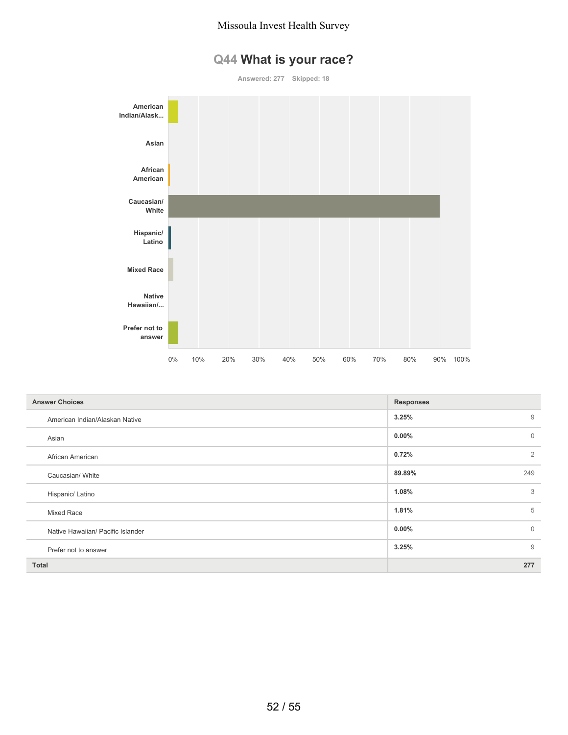# Q44 What is your race?

Answered: 277 Skipped: 18

| Answer Choices | Responses | |
|---|---|---|
| American Indian/Alaskan Native | 3.25% | 9 |
| Asian | 0.00% | 0 |
| African American | 0.72% | 2 |
| Caucasian/ White | 89.89% | 249 |
| Hispanic/ Latino | 1.08% | 3 |
| Mixed Race | 1.81% | 5 |
| Native Hawaiian/ Pacific Islander | 0.00% | 0 |
| Prefer not to answer | 3.25% | 9 |
| **Total** | | **277** |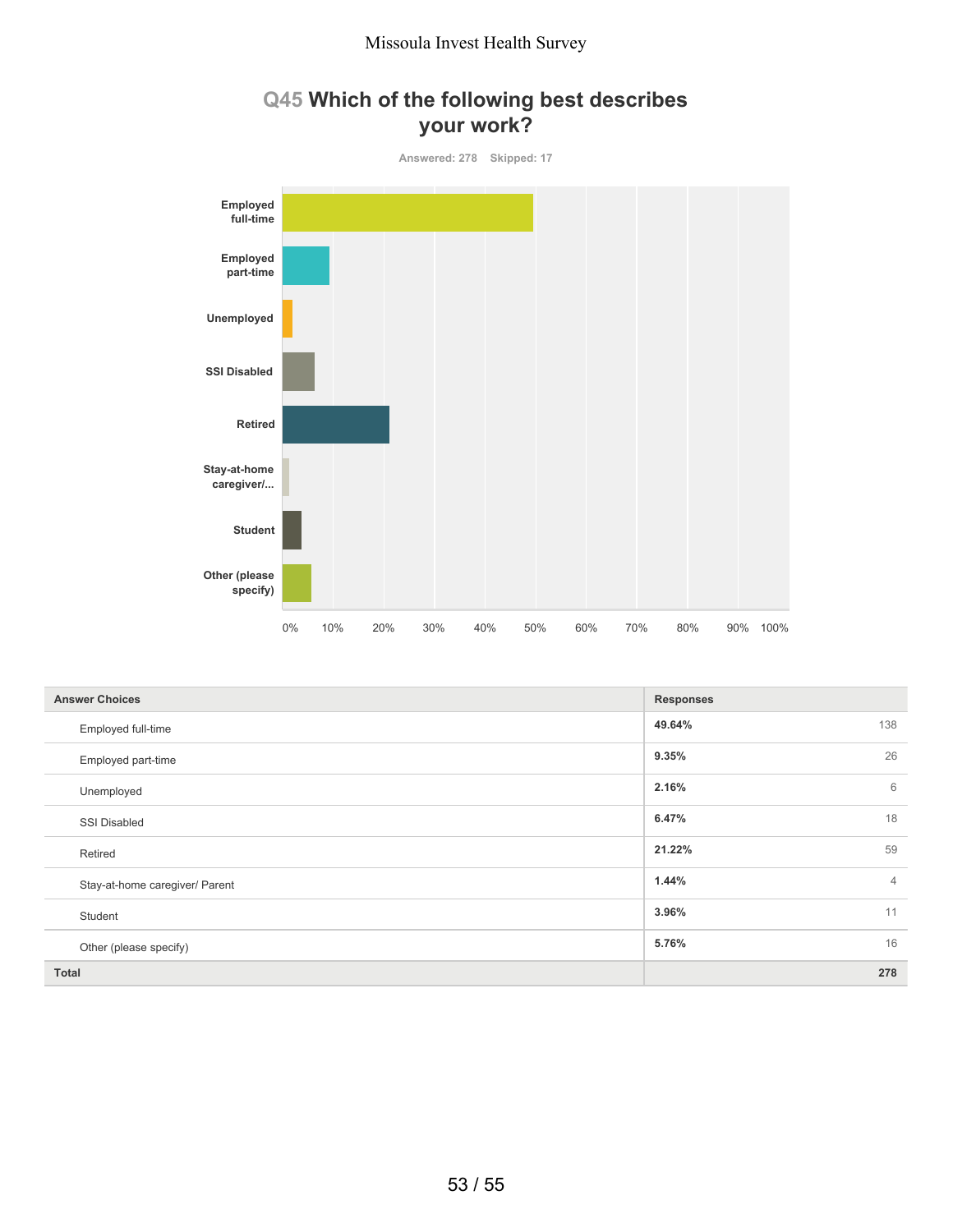# Q45 Which of the following best describes your work?

Answered: 278 Skipped: 17

| Answer Choices | Responses | |
|---|---|---|
| Employed full-time | 49.64% | 138 |
| Employed part-time | 9.35% | 26 |
| Unemployed | 2.16% | 6 |
| SSI Disabled | 6.47% | 18 |
| Retired | 21.22% | 59 |
| Stay-at-home caregiver/ Parent | 1.44% | 4 |
| Student | 3.96% | 11 |
| Other (please specify) | 5.76% | 16 |
| **Total** | | **278** |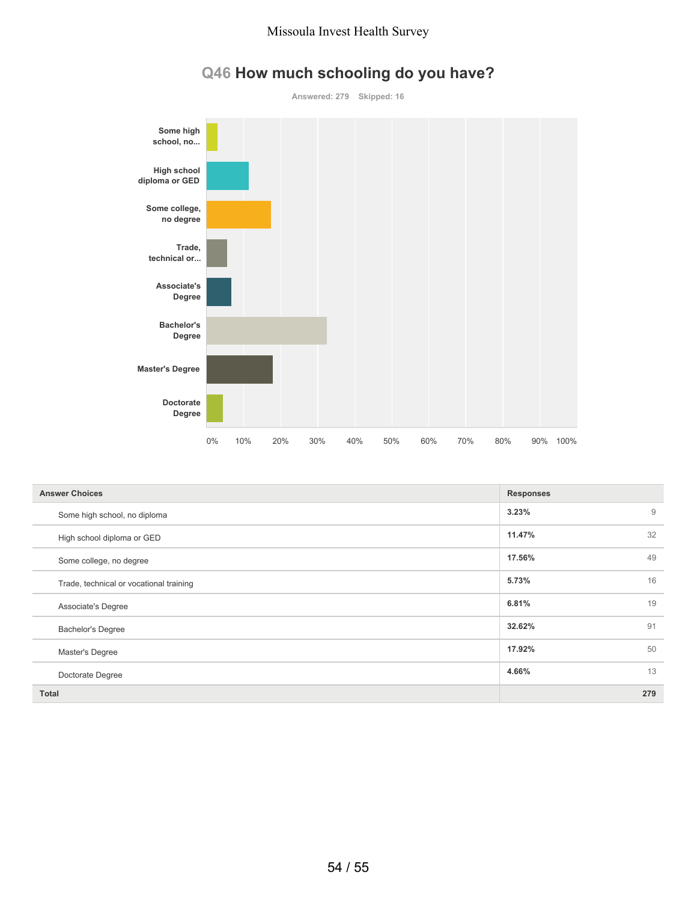# Q46 How much schooling do you have?

Answered: 279 Skipped: 16

| Answer Choices | Responses | |
|---|---|---|
| Some high school, no diploma | 3.23% | 9 |
| High school diploma or GED | 11.47% | 32 |
| Some college, no degree | 17.56% | 49 |
| Trade, technical or vocational training | 5.73% | 16 |
| Associate's Degree | 6.81% | 19 |
| Bachelor's Degree | 32.62% | 91 |
| Master's Degree | 17.92% | 50 |
| Doctorate Degree | 4.66% | 13 |
| **Total** | | **279** |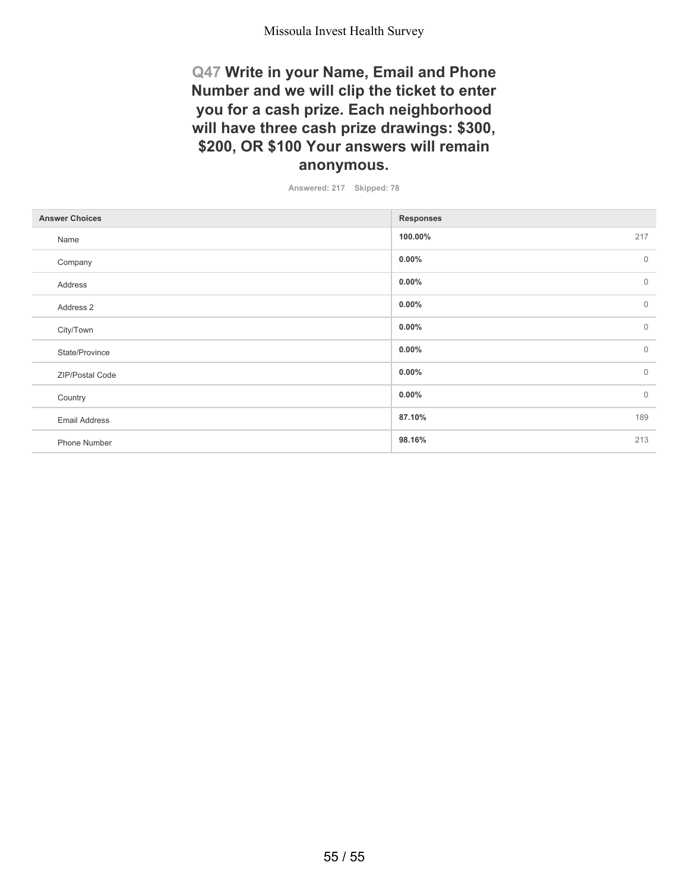## Q47 Write in your Name, Email and Phone Number and we will clip the ticket to enter you for a cash prize. Each neighborhood will have three cash prize drawings: $300, $200, OR $100 Your answers will remain anonymous.

Answered: 217 Skipped: 78

| Answer Choices | Responses | |
|---|---|---|
| Name | 100.00% | 217 |
| Company | 0.00% | 0 |
| Address | 0.00% | 0 |
| Address 2 | 0.00% | 0 |
| City/Town | 0.00% | 0 |
| State/Province | 0.00% | 0 |
| ZIP/Postal Code | 0.00% | 0 |
| Country | 0.00% | 0 |
| Email Address | 87.10% | 189 |
| Phone Number | 98.16% | 213 |